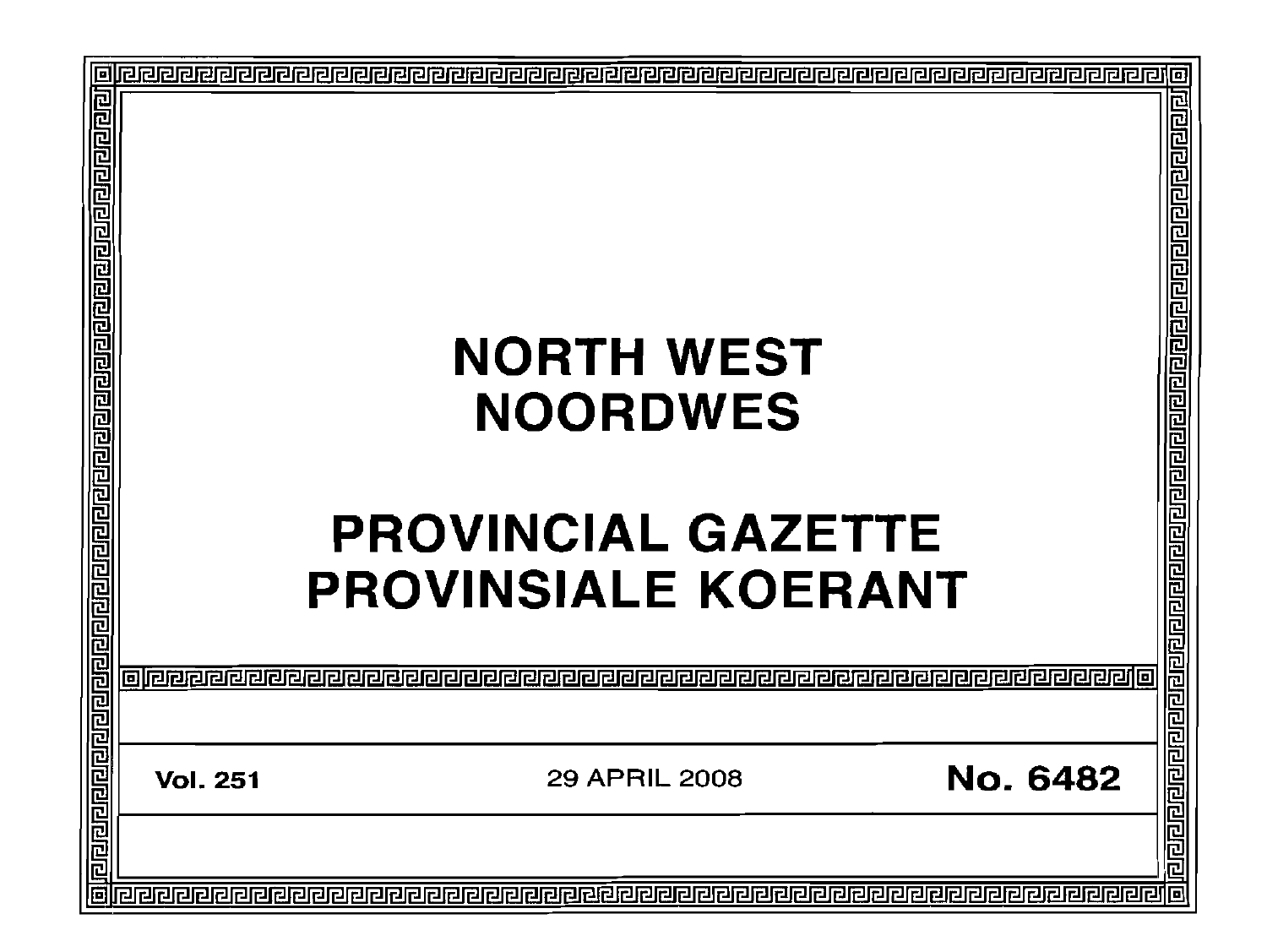# NORTH WEST
# NOORDWES

# PROVINCIAL GAZETTE
# PROVINSIALE KOERANT

| Vol. 251 | 29 APRIL 2008 | No. 6482 |
|---|---|---|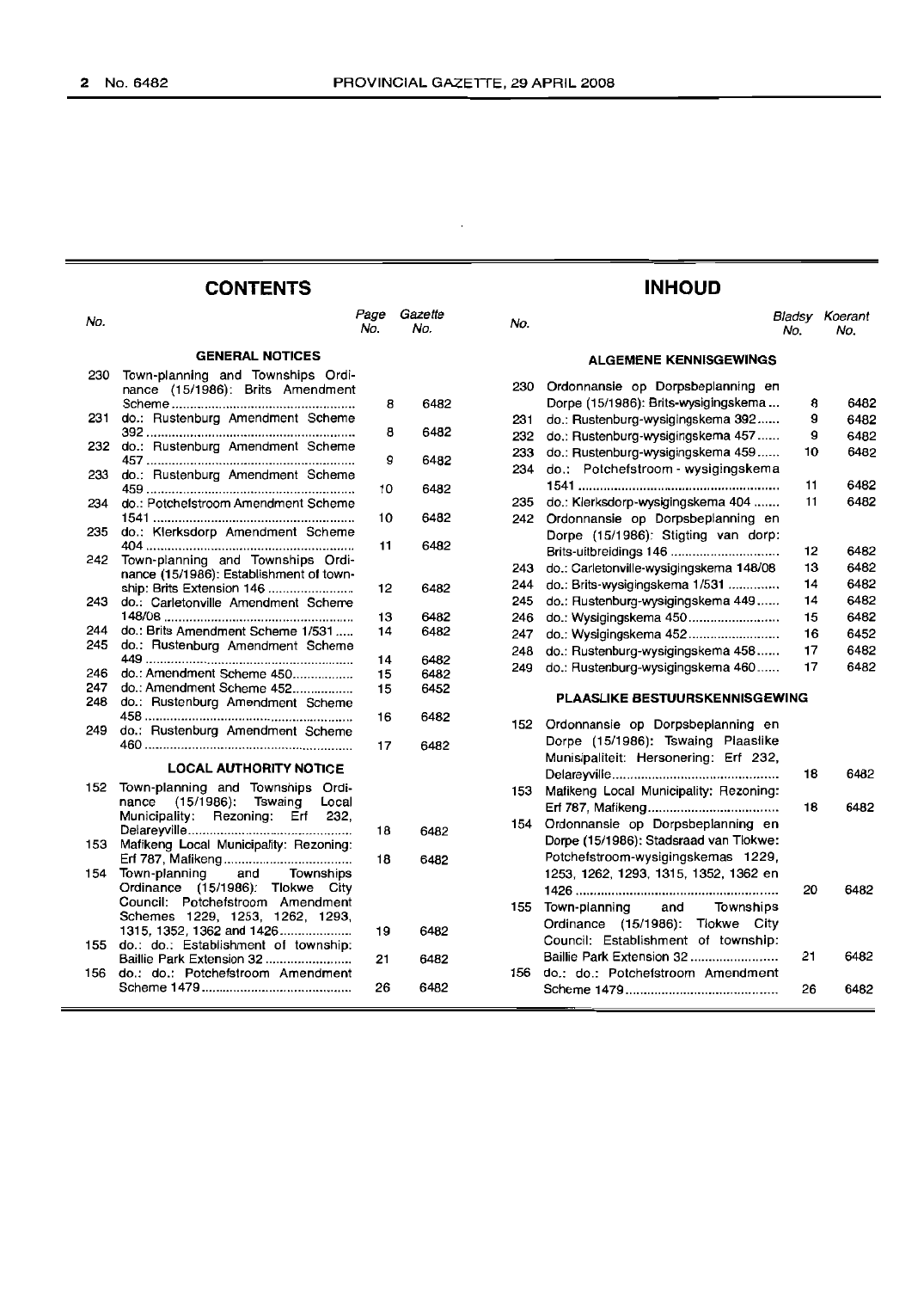## CONTENTS

| No. | | Page No. | Gazette No. |
|---|---|---|---|
| | **GENERAL NOTICES** | | |
| 230 | Town-planning and Townships Ordinance (15/1986): Brits Amendment Scheme | 8 | 6482 |
| 231 | do.: Rustenburg Amendment Scheme 392 | 8 | 6482 |
| 232 | do.: Rustenburg Amendment Scheme 457 | 9 | 6482 |
| 233 | do.: Rustenburg Amendment Scheme 459 | 10 | 6482 |
| 234 | do.: Potchefstroom Amendment Scheme 1541 | 10 | 6482 |
| 235 | do.: Klerksdorp Amendment Scheme 404 | 11 | 6482 |
| 242 | Town-planning and Townships Ordinance (15/1986): Establishment of township: Brits Extension 146 | 12 | 6482 |
| 243 | do.: Carletonville Amendment Scheme 148/08 | 13 | 6482 |
| 244 | do.: Brits Amendment Scheme 1/531 | 14 | 6482 |
| 245 | do.: Rustenburg Amendment Scheme 449 | 14 | 6482 |
| 246 | do.: Amendment Scheme 450 | 15 | 6482 |
| 247 | do.: Amendment Scheme 452 | 15 | 6452 |
| 248 | do.: Rustenburg Amendment Scheme 458 | 16 | 6482 |
| 249 | do.: Rustenburg Amendment Scheme 460 | 17 | 6482 |
| | **LOCAL AUTHORITY NOTICE** | | |
| 152 | Town-planning and Townships Ordinance (15/1986): Tswaing Local Municipality: Rezoning: Erf 232, Delareyville | 18 | 6482 |
| 153 | Mafikeng Local Municipality: Rezoning: Erf 787, Mafikeng | 18 | 6482 |
| 154 | Town-planning and Townships Ordinance (15/1986): Tlokwe City Council: Potchefstroom Amendment Schemes 1229, 1253, 1262, 1293, 1315, 1352, 1362 and 1426 | 19 | 6482 |
| 155 | do.: do.: Establishment of township: Baillie Park Extension 32 | 21 | 6482 |
| 156 | do.: do.: Potchefstroom Amendment Scheme 1479 | 26 | 6482 |

## INHOUD

| No. | | Bladsy No. | Koerant No. |
|---|---|---|---|
| | **ALGEMENE KENNISGEWINGS** | | |
| 230 | Ordonnansie op Dorpsbeplanning en Dorpe (15/1986): Brits-wysigingskema | 8 | 6482 |
| 231 | do.: Rustenburg-wysigingskema 392 | 9 | 6482 |
| 232 | do.: Rustenburg-wysigingskema 457 | 9 | 6482 |
| 233 | do.: Rustenburg-wysigingskema 459 | 10 | 6482 |
| 234 | do.: Potchefstroom - wysigingskema 1541 | 11 | 6482 |
| 235 | do.: Klerksdorp-wysigingskema 404 | 11 | 6482 |
| 242 | Ordonnansie op Dorpsbeplanning en Dorpe (15/1986): Stigting van dorp: Brits-uitbreidings 146 | 12 | 6482 |
| 243 | do.: Carletonville-wysigingskema 148/08 | 13 | 6482 |
| 244 | do.: Brits-wysigingskema 1/531 | 14 | 6482 |
| 245 | do.: Rustenburg-wysigingskema 449 | 14 | 6482 |
| 246 | do.: Wysigingskema 450 | 15 | 6482 |
| 247 | do.: Wysigingskema 452 | 16 | 6452 |
| 248 | do.: Rustenburg-wysigingskema 458 | 17 | 6482 |
| 249 | do.: Rustenburg-wysigingskema 460 | 17 | 6482 |
| | **PLAASLIKE BESTUURSKENNISGEWING** | | |
| 152 | Ordonnansie op Dorpsbeplanning en Dorpe (15/1986): Tswaing Plaaslike Munisipaliteit: Hersonering: Erf 232, Delareyville | 18 | 6482 |
| 153 | Mafikeng Local Municipality: Rezoning: Erf 787, Mafikeng | 18 | 6482 |
| 154 | Ordonnansie op Dorpsbeplanning en Dorpe (15/1986): Stadsraad van Tlokwe: Potchefstroom-wysigingskemas 1229, 1253, 1262, 1293, 1315, 1352, 1362 en 1426 | 20 | 6482 |
| 155 | Town-planning and Townships Ordinance (15/1986): Tlokwe City Council: Establishment of township: Baillie Park Extension 32 | 21 | 6482 |
| 156 | do.: do.: Potchefstroom Amendment Scheme 1479 | 26 | 6482 |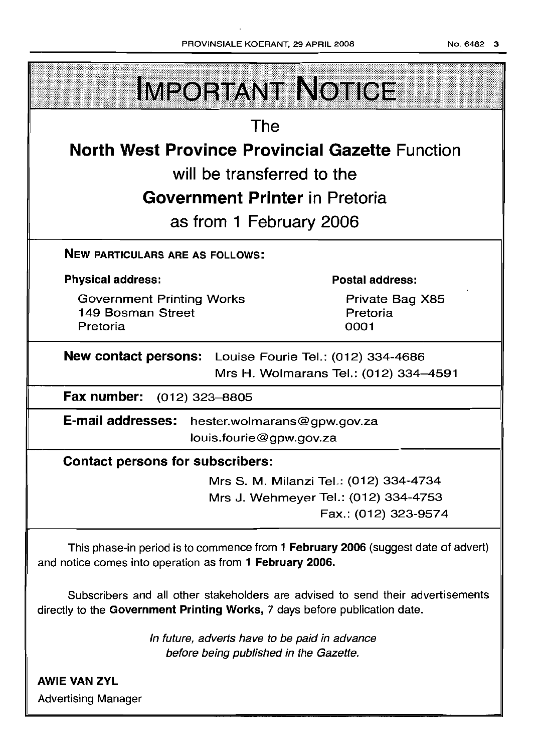# IMPORTANT NOTICE

The

**North West Province Provincial Gazette** Function

will be transferred to the

**Government Printer** in Pretoria

as from 1 February 2006

**NEW PARTICULARS ARE AS FOLLOWS:**

**Physical address:**

Government Printing Works
149 Bosman Street
Pretoria

**Postal address:**

Private Bag X85
Pretoria
0001

**New contact persons:** Louise Fourie Tel.: (012) 334-4686
Mrs H. Wolmarans Tel.: (012) 334–4591

**Fax number:** (012) 323–8805

**E-mail addresses:** hester.wolmarans@gpw.gov.za
louis.fourie@gpw.gov.za

**Contact persons for subscribers:**

Mrs S. M. Milanzi Tel.: (012) 334-4734
Mrs J. Wehmeyer Tel.: (012) 334-4753
Fax.: (012) 323-9574

This phase-in period is to commence from **1 February 2006** (suggest date of advert) and notice comes into operation as from **1 February 2006.**

Subscribers and all other stakeholders are advised to send their advertisements directly to the **Government Printing Works,** 7 days before publication date.

*In future, adverts have to be paid in advance before being published in the Gazette.*

**AWIE VAN ZYL**
Advertising Manager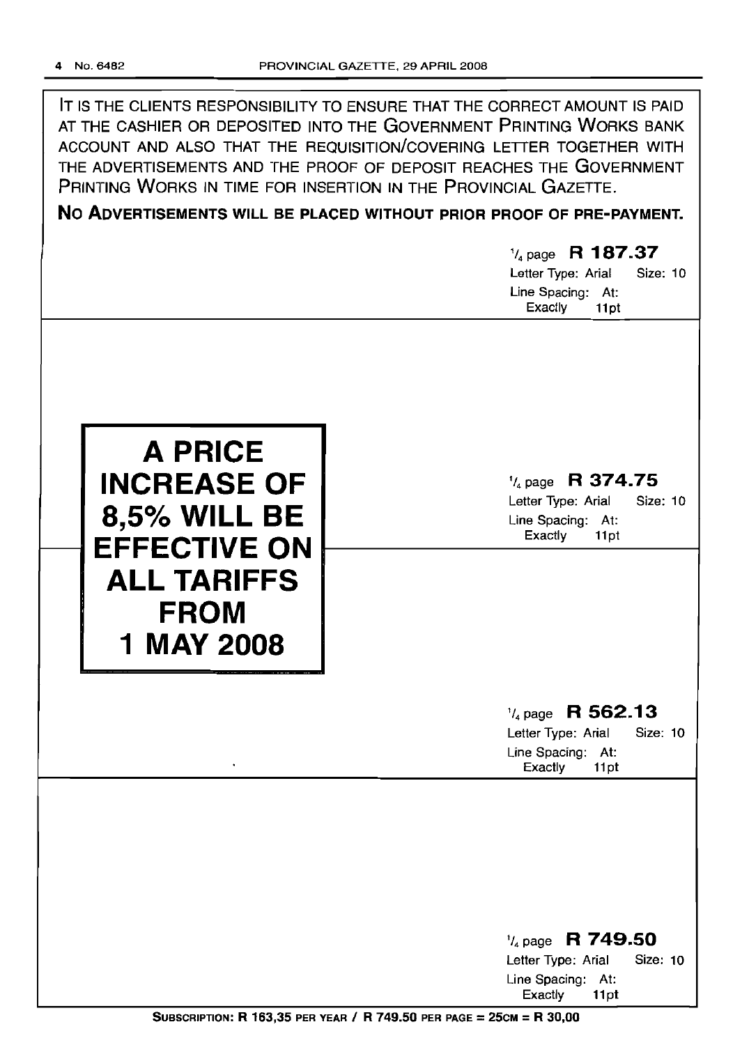IT IS THE CLIENTS RESPONSIBILITY TO ENSURE THAT THE CORRECT AMOUNT IS PAID AT THE CASHIER OR DEPOSITED INTO THE GOVERNMENT PRINTING WORKS BANK ACCOUNT AND ALSO THAT THE REQUISITION/COVERING LETTER TOGETHER WITH THE ADVERTISEMENTS AND THE PROOF OF DEPOSIT REACHES THE GOVERNMENT PRINTING WORKS IN TIME FOR INSERTION IN THE PROVINCIAL GAZETTE.

**NO ADVERTISEMENTS WILL BE PLACED WITHOUT PRIOR PROOF OF PRE-PAYMENT.**

¼ page **R 187.37**
Letter Type: Arial Size: 10
Line Spacing: At: Exactly 11pt

**A PRICE INCREASE OF 8,5% WILL BE EFFECTIVE ON ALL TARIFFS FROM 1 MAY 2008**

¼ page **R 374.75**
Letter Type: Arial Size: 10
Line Spacing: At: Exactly 11pt

¼ page **R 562.13**
Letter Type: Arial Size: 10
Line Spacing: At: Exactly 11pt

¼ page **R 749.50**
Letter Type: Arial Size: 10
Line Spacing: At: Exactly 11pt

**SUBSCRIPTION: R 163,35 PER YEAR / R 749.50 PER PAGE = 25CM = R 30,00**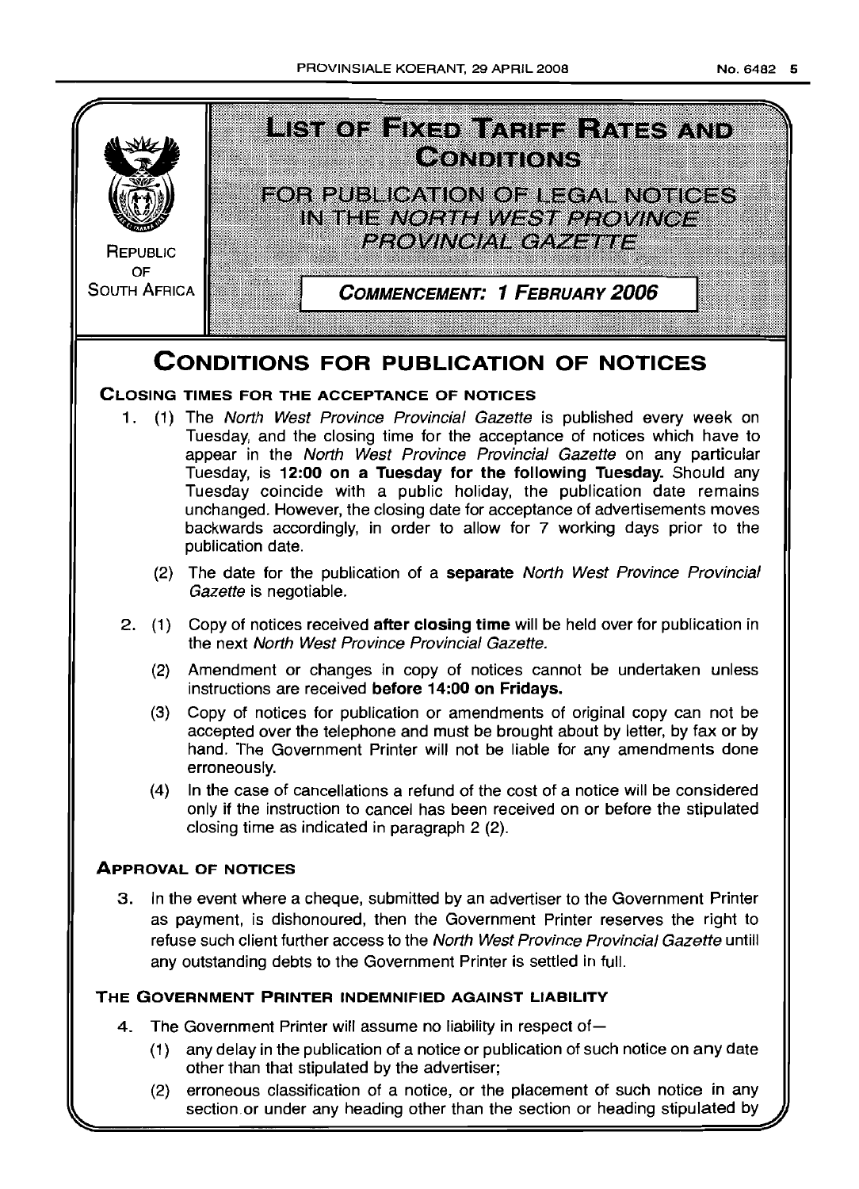REPUBLIC OF SOUTH AFRICA

# LIST OF FIXED TARIFF RATES AND CONDITIONS

## FOR PUBLICATION OF LEGAL NOTICES IN THE *NORTH WEST PROVINCE PROVINCIAL GAZETTE*

**COMMENCEMENT: 1 FEBRUARY 2006**

# CONDITIONS FOR PUBLICATION OF NOTICES

### CLOSING TIMES FOR THE ACCEPTANCE OF NOTICES

1. (1) The *North West Province Provincial Gazette* is published every week on Tuesday, and the closing time for the acceptance of notices which have to appear in the *North West Province Provincial Gazette* on any particular Tuesday, is **12:00 on a Tuesday for the following Tuesday.** Should any Tuesday coincide with a public holiday, the publication date remains unchanged. However, the closing date for acceptance of advertisements moves backwards accordingly, in order to allow for 7 working days prior to the publication date.

   (2) The date for the publication of a **separate** *North West Province Provincial Gazette* is negotiable.

2. (1) Copy of notices received **after closing time** will be held over for publication in the next *North West Province Provincial Gazette.*

   (2) Amendment or changes in copy of notices cannot be undertaken unless instructions are received **before 14:00 on Fridays.**

   (3) Copy of notices for publication or amendments of original copy can not be accepted over the telephone and must be brought about by letter, by fax or by hand. The Government Printer will not be liable for any amendments done erroneously.

   (4) In the case of cancellations a refund of the cost of a notice will be considered only if the instruction to cancel has been received on or before the stipulated closing time as indicated in paragraph 2 (2).

### APPROVAL OF NOTICES

3. In the event where a cheque, submitted by an advertiser to the Government Printer as payment, is dishonoured, then the Government Printer reserves the right to refuse such client further access to the *North West Province Provincial Gazette* untill any outstanding debts to the Government Printer is settled in full.

### THE GOVERNMENT PRINTER INDEMNIFIED AGAINST LIABILITY

4. The Government Printer will assume no liability in respect of—

   (1) any delay in the publication of a notice or publication of such notice on any date other than that stipulated by the advertiser;

   (2) erroneous classification of a notice, or the placement of such notice in any section or under any heading other than the section or heading stipulated by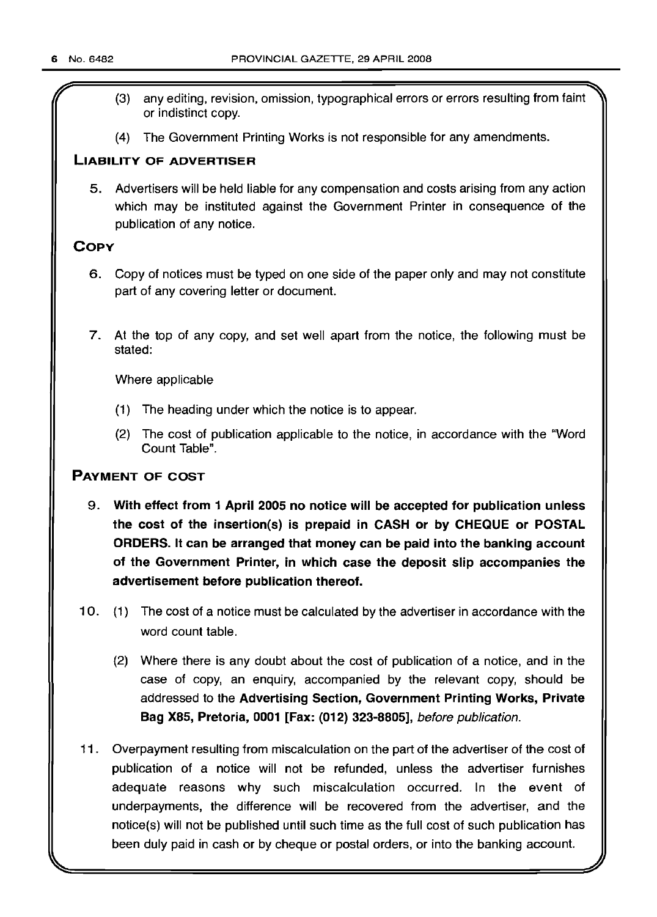(3) any editing, revision, omission, typographical errors or errors resulting from faint or indistinct copy.

(4) The Government Printing Works is not responsible for any amendments.

## Liability of Advertiser

5. Advertisers will be held liable for any compensation and costs arising from any action which may be instituted against the Government Printer in consequence of the publication of any notice.

## Copy

6. Copy of notices must be typed on one side of the paper only and may not constitute part of any covering letter or document.

7. At the top of any copy, and set well apart from the notice, the following must be stated:

   Where applicable

   (1) The heading under which the notice is to appear.

   (2) The cost of publication applicable to the notice, in accordance with the "Word Count Table".

## Payment of Cost

9. **With effect from 1 April 2005 no notice will be accepted for publication unless the cost of the insertion(s) is prepaid in CASH or by CHEQUE or POSTAL ORDERS. It can be arranged that money can be paid into the banking account of the Government Printer, in which case the deposit slip accompanies the advertisement before publication thereof.**

10. (1) The cost of a notice must be calculated by the advertiser in accordance with the word count table.

    (2) Where there is any doubt about the cost of publication of a notice, and in the case of copy, an enquiry, accompanied by the relevant copy, should be addressed to the **Advertising Section, Government Printing Works, Private Bag X85, Pretoria, 0001 [Fax: (012) 323-8805]**, *before publication*.

11. Overpayment resulting from miscalculation on the part of the advertiser of the cost of publication of a notice will not be refunded, unless the advertiser furnishes adequate reasons why such miscalculation occurred. In the event of underpayments, the difference will be recovered from the advertiser, and the notice(s) will not be published until such time as the full cost of such publication has been duly paid in cash or by cheque or postal orders, or into the banking account.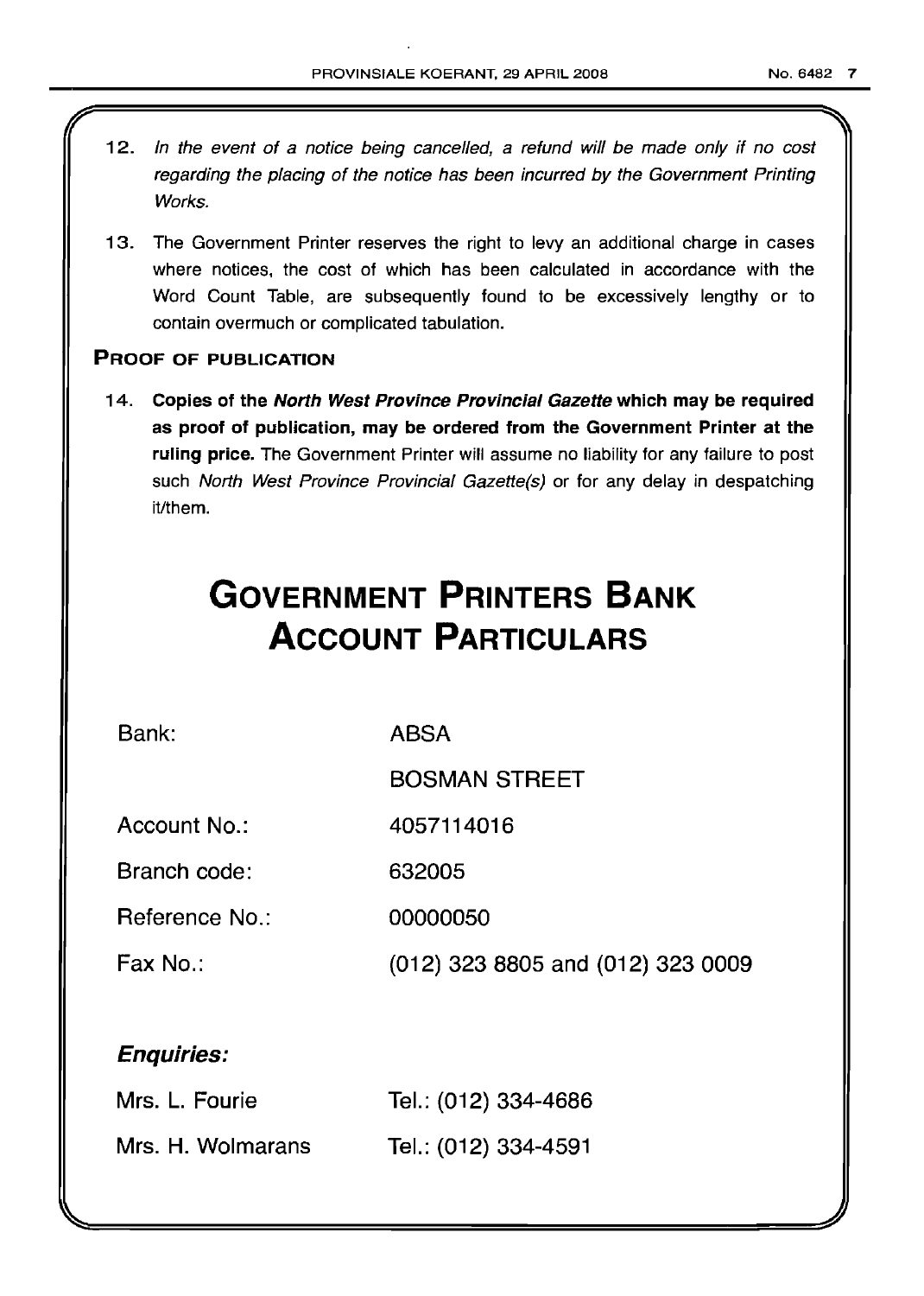12. *In the event of a notice being cancelled, a refund will be made only if no cost regarding the placing of the notice has been incurred by the Government Printing Works.*

13. The Government Printer reserves the right to levy an additional charge in cases where notices, the cost of which has been calculated in accordance with the Word Count Table, are subsequently found to be excessively lengthy or to contain overmuch or complicated tabulation.

**PROOF OF PUBLICATION**

14. **Copies of the *North West Province Provincial Gazette* which may be required as proof of publication, may be ordered from the Government Printer at the ruling price.** The Government Printer will assume no liability for any failure to post such *North West Province Provincial Gazette(s)* or for any delay in despatching it/them.

# GOVERNMENT PRINTERS BANK ACCOUNT PARTICULARS

| | |
|---|---|
| Bank: | ABSA |
| | BOSMAN STREET |
| Account No.: | 4057114016 |
| Branch code: | 632005 |
| Reference No.: | 00000050 |
| Fax No.: | (012) 323 8805 and (012) 323 0009 |

***Enquiries:***

| | |
|---|---|
| Mrs. L. Fourie | Tel.: (012) 334-4686 |
| Mrs. H. Wolmarans | Tel.: (012) 334-4591 |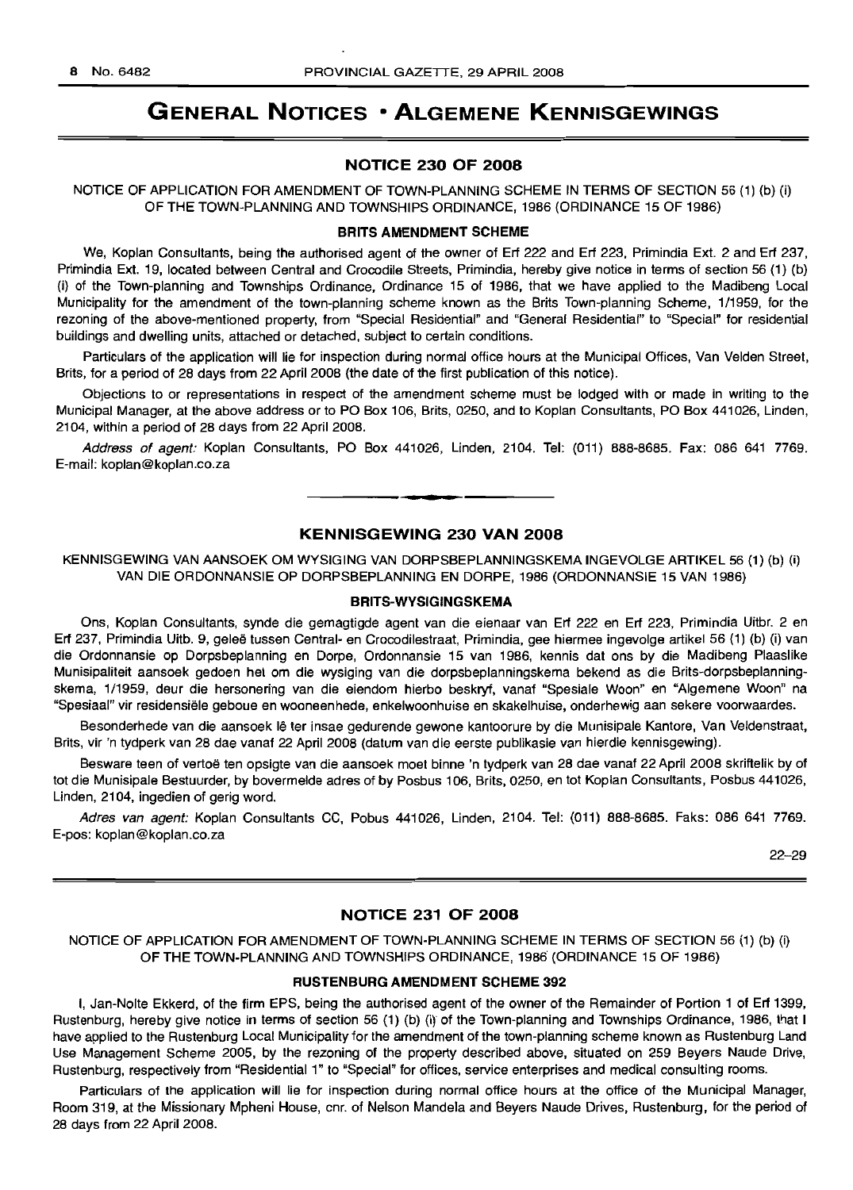# GENERAL NOTICES • ALGEMENE KENNISGEWINGS

## NOTICE 230 OF 2008

NOTICE OF APPLICATION FOR AMENDMENT OF TOWN-PLANNING SCHEME IN TERMS OF SECTION 56 (1) (b) (i) OF THE TOWN-PLANNING AND TOWNSHIPS ORDINANCE, 1986 (ORDINANCE 15 OF 1986)

### BRITS AMENDMENT SCHEME

We, Koplan Consultants, being the authorised agent of the owner of Erf 222 and Erf 223, Primindia Ext. 2 and Erf 237, Primindia Ext. 19, located between Central and Crocodile Streets, Primindia, hereby give notice in terms of section 56 (1) (b) (i) of the Town-planning and Townships Ordinance, Ordinance 15 of 1986, that we have applied to the Madibeng Local Municipality for the amendment of the town-planning scheme known as the Brits Town-planning Scheme, 1/1959, for the rezoning of the above-mentioned property, from "Special Residential" and "General Residential" to "Special" for residential buildings and dwelling units, attached or detached, subject to certain conditions.

Particulars of the application will lie for inspection during normal office hours at the Municipal Offices, Van Velden Street, Brits, for a period of 28 days from 22 April 2008 (the date of the first publication of this notice).

Objections to or representations in respect of the amendment scheme must be lodged with or made in writing to the Municipal Manager, at the above address or to PO Box 106, Brits, 0250, and to Koplan Consultants, PO Box 441026, Linden, 2104, within a period of 28 days from 22 April 2008.

*Address of agent:* Koplan Consultants, PO Box 441026, Linden, 2104. Tel: (011) 888-8685. Fax: 086 641 7769. E-mail: koplan@koplan.co.za

---

## KENNISGEWING 230 VAN 2008

KENNISGEWING VAN AANSOEK OM WYSIGING VAN DORPSBEPLANNINGSKEMA INGEVOLGE ARTIKEL 56 (1) (b) (i) VAN DIE ORDONNANSIE OP DORPSBEPLANNING EN DORPE, 1986 (ORDONNANSIE 15 VAN 1986)

### BRITS-WYSIGINGSKEMA

Ons, Koplan Consultants, synde die gemagtigde agent van die eienaar van Erf 222 en Erf 223, Primindia Uitbr. 2 en Erf 237, Primindia Uitb. 9, geleë tussen Central- en Crocodilestraat, Primindia, gee hiermee ingevolge artikel 56 (1) (b) (i) van die Ordonnansie op Dorpsbeplanning en Dorpe, Ordonnansie 15 van 1986, kennis dat ons by die Madibeng Plaaslike Munisipaliteit aansoek gedoen het om die wysiging van die dorpsbeplanningskema bekend as die Brits-dorpsbeplanningskema, 1/1959, deur die hersonering van die eiendom hierbo beskryf, vanaf "Spesiale Woon" en "Algemene Woon" na "Spesiaal" vir residensiële geboue en wooneenhede, enkelwoonhuise en skakelhuise, onderhewig aan sekere voorwaardes.

Besonderhede van die aansoek lê ter insae gedurende gewone kantoorure by die Munisipale Kantore, Van Veldenstraat, Brits, vir 'n tydperk van 28 dae vanaf 22 April 2008 (datum van die eerste publikasie van hierdie kennisgewing).

Besware teen of vertoë ten opsigte van die aansoek moet binne 'n tydperk van 28 dae vanaf 22 April 2008 skriftelik by of tot die Munisipale Bestuurder, by bovermelde adres of by Posbus 106, Brits, 0250, en tot Koplan Consultants, Posbus 441026, Linden, 2104, ingedien of gerig word.

*Adres van agent:* Koplan Consultants CC, Pobus 441026, Linden, 2104. Tel: (011) 888-8685. Faks: 086 641 7769. E-pos: koplan@koplan.co.za

22–29

---

## NOTICE 231 OF 2008

NOTICE OF APPLICATION FOR AMENDMENT OF TOWN-PLANNING SCHEME IN TERMS OF SECTION 56 (1) (b) (i) OF THE TOWN-PLANNING AND TOWNSHIPS ORDINANCE, 1986 (ORDINANCE 15 OF 1986)

### RUSTENBURG AMENDMENT SCHEME 392

I, Jan-Nolte Ekkerd, of the firm EPS, being the authorised agent of the owner of the Remainder of Portion 1 of Erf 1399, Rustenburg, hereby give notice in terms of section 56 (1) (b) (i) of the Town-planning and Townships Ordinance, 1986, that I have applied to the Rustenburg Local Municipality for the amendment of the town-planning scheme known as Rustenburg Land Use Management Scheme 2005, by the rezoning of the property described above, situated on 259 Beyers Naude Drive, Rustenburg, respectively from "Residential 1" to "Special" for offices, service enterprises and medical consulting rooms.

Particulars of the application will lie for inspection during normal office hours at the office of the Municipal Manager, Room 319, at the Missionary Mpheni House, cnr. of Nelson Mandela and Beyers Naude Drives, Rustenburg, for the period of 28 days from 22 April 2008.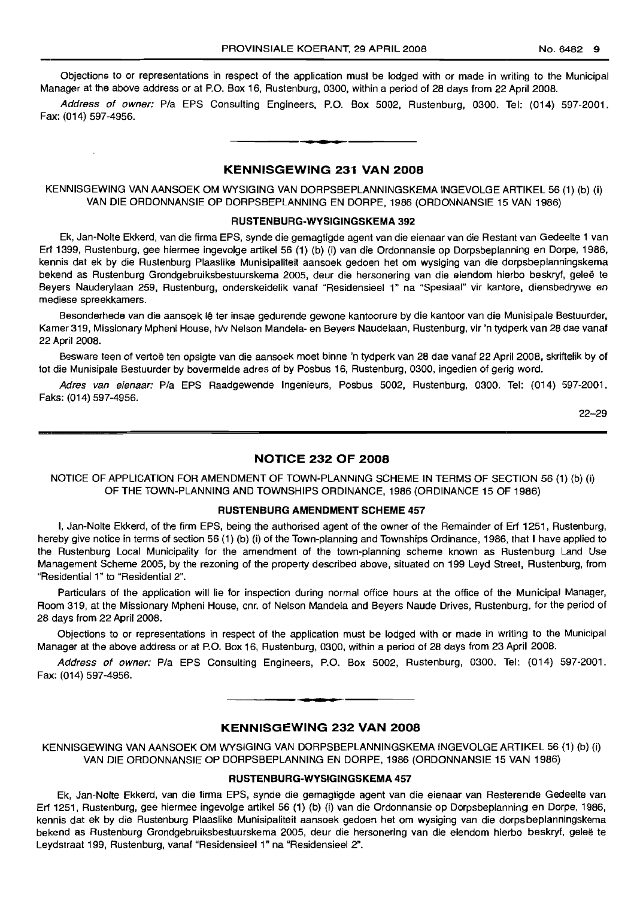Objections to or representations in respect of the application must be lodged with or made in writing to the Municipal Manager at the above address or at P.O. Box 16, Rustenburg, 0300, within a period of 28 days from 22 April 2008.

*Address of owner:* P/a EPS Consulting Engineers, P.O. Box 5002, Rustenburg, 0300. Tel: (014) 597-2001. Fax: (014) 597-4956.

## KENNISGEWING 231 VAN 2008

KENNISGEWING VAN AANSOEK OM WYSIGING VAN DORPSBEPLANNINGSKEMA INGEVOLGE ARTIKEL 56 (1) (b) (i) VAN DIE ORDONNANSIE OP DORPSBEPLANNING EN DORPE, 1986 (ORDONNANSIE 15 VAN 1986)

### RUSTENBURG-WYSIGINGSKEMA 392

Ek, Jan-Nolte Ekkerd, van die firma EPS, synde die gemagtigde agent van die eienaar van die Restant van Gedeelte 1 van Erf 1399, Rustenburg, gee hiermee ingevolge artikel 56 (1) (b) (i) van die Ordonnansie op Dorpsbeplanning en Dorpe, 1986, kennis dat ek by die Rustenburg Plaaslike Munisipaliteit aansoek gedoen het om wysiging van die dorpsbeplanningskema bekend as Rustenburg Grondgebruiksbestuurskema 2005, deur die hersonering van die eiendom hierbo beskryf, geleë te Beyers Nauderylaan 259, Rustenburg, onderskeidelik vanaf "Residensieel 1" na "Spesiaal" vir kantore, diensbedrywe en mediese spreekkamers.

Besonderhede van die aansoek lê ter insae gedurende gewone kantoorure by die kantoor van die Munisipale Bestuurder, Kamer 319, Missionary Mpheni House, h/v Nelson Mandela- en Beyers Naudelaan, Rustenburg, vir 'n tydperk van 28 dae vanaf 22 April 2008.

Besware teen of vertoë ten opsigte van die aansoek moet binne 'n tydperk van 28 dae vanaf 22 April 2008, skriftelik by of tot die Munisipale Bestuurder by bovermelde adres of by Posbus 16, Rustenburg, 0300, ingedien of gerig word.

*Adres van eienaar:* P/a EPS Raadgewende Ingenieurs, Posbus 5002, Rustenburg, 0300. Tel: (014) 597-2001. Faks: (014) 597-4956.

22–29

## NOTICE 232 OF 2008

NOTICE OF APPLICATION FOR AMENDMENT OF TOWN-PLANNING SCHEME IN TERMS OF SECTION 56 (1) (b) (i) OF THE TOWN-PLANNING AND TOWNSHIPS ORDINANCE, 1986 (ORDINANCE 15 OF 1986)

### RUSTENBURG AMENDMENT SCHEME 457

I, Jan-Nolte Ekkerd, of the firm EPS, being the authorised agent of the owner of the Remainder of Erf 1251, Rustenburg, hereby give notice in terms of section 56 (1) (b) (i) of the Town-planning and Townships Ordinance, 1986, that I have applied to the Rustenburg Local Municipality for the amendment of the town-planning scheme known as Rustenburg Land Use Management Scheme 2005, by the rezoning of the property described above, situated on 199 Leyd Street, Rustenburg, from "Residential 1" to "Residential 2".

Particulars of the application will lie for inspection during normal office hours at the office of the Municipal Manager, Room 319, at the Missionary Mpheni House, cnr. of Nelson Mandela and Beyers Naude Drives, Rustenburg, for the period of 28 days from 22 April 2008.

Objections to or representations in respect of the application must be lodged with or made in writing to the Municipal Manager at the above address or at P.O. Box 16, Rustenburg, 0300, within a period of 28 days from 23 April 2008.

*Address of owner:* P/a EPS Consulting Engineers, P.O. Box 5002, Rustenburg, 0300. Tel: (014) 597-2001. Fax: (014) 597-4956.

## KENNISGEWING 232 VAN 2008

KENNISGEWING VAN AANSOEK OM WYSIGING VAN DORPSBEPLANNINGSKEMA INGEVOLGE ARTIKEL 56 (1) (b) (i) VAN DIE ORDONNANSIE OP DORPSBEPLANNING EN DORPE, 1986 (ORDONNANSIE 15 VAN 1986)

### RUSTENBURG-WYSIGINGSKEMA 457

Ek, Jan-Nolte Ekkerd, van die firma EPS, synde die gemagtigde agent van die eienaar van Resterende Gedeelte van Erf 1251, Rustenburg, gee hiermee ingevolge artikel 56 (1) (b) (i) van die Ordonnansie op Dorpsbeplanning en Dorpe, 1986, kennis dat ek by die Rustenburg Plaaslike Munisipaliteit aansoek gedoen het om wysiging van die dorpsbeplanningskema bekend as Rustenburg Grondgebruiksbestuurskema 2005, deur die hersonering van die eiendom hierbo beskryf, geleë te Leydstraat 199, Rustenburg, vanaf "Residensieel 1" na "Residensieel 2".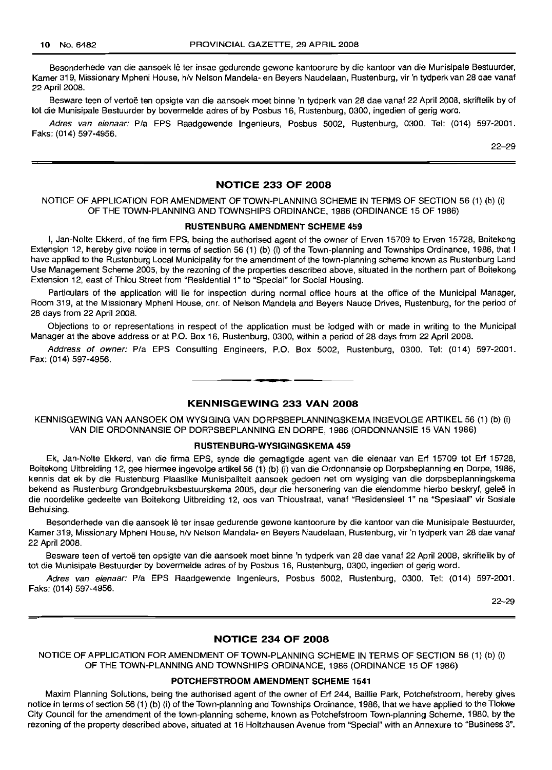Besonderhede van die aansoek lê ter insae gedurende gewone kantoorure by die kantoor van die Munisipale Bestuurder, Kamer 319, Missionary Mpheni House, h/v Nelson Mandela- en Beyers Naudelaan, Rustenburg, vir 'n tydperk van 28 dae vanaf 22 April 2008.

Besware teen of vertoë ten opsigte van die aansoek moet binne 'n tydperk van 28 dae vanaf 22 April 2008, skriftelik by of tot die Munisipale Bestuurder by bovermelde adres of by Posbus 16, Rustenburg, 0300, ingedien of gerig word.

*Adres van eienaar:* P/a EPS Raadgewende Ingenieurs, Posbus 5002, Rustenburg, 0300. Tel: (014) 597-2001. Faks: (014) 597-4956.

22–29

## NOTICE 233 OF 2008

NOTICE OF APPLICATION FOR AMENDMENT OF TOWN-PLANNING SCHEME IN TERMS OF SECTION 56 (1) (b) (i) OF THE TOWN-PLANNING AND TOWNSHIPS ORDINANCE, 1986 (ORDINANCE 15 OF 1986)

### RUSTENBURG AMENDMENT SCHEME 459

I, Jan-Nolte Ekkerd, of the firm EPS, being the authorised agent of the owner of Erven 15709 to Erven 15728, Boitekong Extension 12, hereby give notice in terms of section 56 (1) (b) (i) of the Town-planning and Townships Ordinance, 1986, that I have applied to the Rustenburg Local Municipality for the amendment of the town-planning scheme known as Rustenburg Land Use Management Scheme 2005, by the rezoning of the properties described above, situated in the northern part of Boitekong Extension 12, east of Thlou Street from "Residential 1" to "Special" for Social Housing.

Particulars of the application will lie for inspection during normal office hours at the office of the Municipal Manager, Room 319, at the Missionary Mpheni House, cnr. of Nelson Mandela and Beyers Naude Drives, Rustenburg, for the period of 28 days from 22 April 2008.

Objections to or representations in respect of the application must be lodged with or made in writing to the Municipal Manager at the above address or at P.O. Box 16, Rustenburg, 0300, within a period of 28 days from 22 April 2008.

*Address of owner:* P/a EPS Consulting Engineers, P.O. Box 5002, Rustenburg, 0300. Tel: (014) 597-2001. Fax: (014) 597-4956.

## KENNISGEWING 233 VAN 2008

KENNISGEWING VAN AANSOEK OM WYSIGING VAN DORPSBEPLANNINGSKEMA INGEVOLGE ARTIKEL 56 (1) (b) (i) VAN DIE ORDONNANSIE OP DORPSBEPLANNING EN DORPE, 1986 (ORDONNANSIE 15 VAN 1986)

### RUSTENBURG-WYSIGINGSKEMA 459

Ek, Jan-Nolte Ekkerd, van die firma EPS, synde die gemagtigde agent van die eienaar van Erf 15709 tot Erf 15728, Boitekong Uitbreiding 12, gee hiermee ingevolge artikel 56 (1) (b) (i) van die Ordonnansie op Dorpsbeplanning en Dorpe, 1986, kennis dat ek by die Rustenburg Plaaslike Munisipaliteit aansoek gedoen het om wysiging van die dorpsbeplanningskema bekend as Rustenburg Grondgebruiksbestuurskema 2005, deur die hersonering van die eiendomme hierbo beskryf, geleë in die noordelike gedeelte van Boitekong Uitbreiding 12, oos van Thioustraat, vanaf "Residensieel 1" na "Spesiaal" vir Sosiale Behuising.

Besonderhede van die aansoek lê ter insae gedurende gewone kantoorure by die kantoor van die Munisipale Bestuurder, Kamer 319, Missionary Mpheni House, h/v Nelson Mandela- en Beyers Naudelaan, Rustenburg, vir 'n tydperk van 28 dae vanaf 22 April 2008.

Besware teen of vertoë ten opsigte van die aansoek moet binne 'n tydperk van 28 dae vanaf 22 April 2008, skriftelik by of tot die Munisipale Bestuurder by bovermelde adres of by Posbus 16, Rustenburg, 0300, ingedien of gerig word.

*Adres van eienaar:* P/a EPS Raadgewende Ingenieurs, Posbus 5002, Rustenburg, 0300. Tel: (014) 597-2001. Faks: (014) 597-4956.

22–29

## NOTICE 234 OF 2008

NOTICE OF APPLICATION FOR AMENDMENT OF TOWN-PLANNING SCHEME IN TERMS OF SECTION 56 (1) (b) (i) OF THE TOWN-PLANNING AND TOWNSHIPS ORDINANCE, 1986 (ORDINANCE 15 OF 1986)

### POTCHEFSTROOM AMENDMENT SCHEME 1541

Maxim Planning Solutions, being the authorised agent of the owner of Erf 244, Baillie Park, Potchefstroom, hereby gives notice in terms of section 56 (1) (b) (i) of the Town-planning and Townships Ordinance, 1986, that we have applied to the Tlokwe City Council for the amendment of the town-planning scheme, known as Potchefstroom Town-planning Scheme, 1980, by the rezoning of the property described above, situated at 16 Holtzhausen Avenue from "Special" with an Annexure to "Business 3".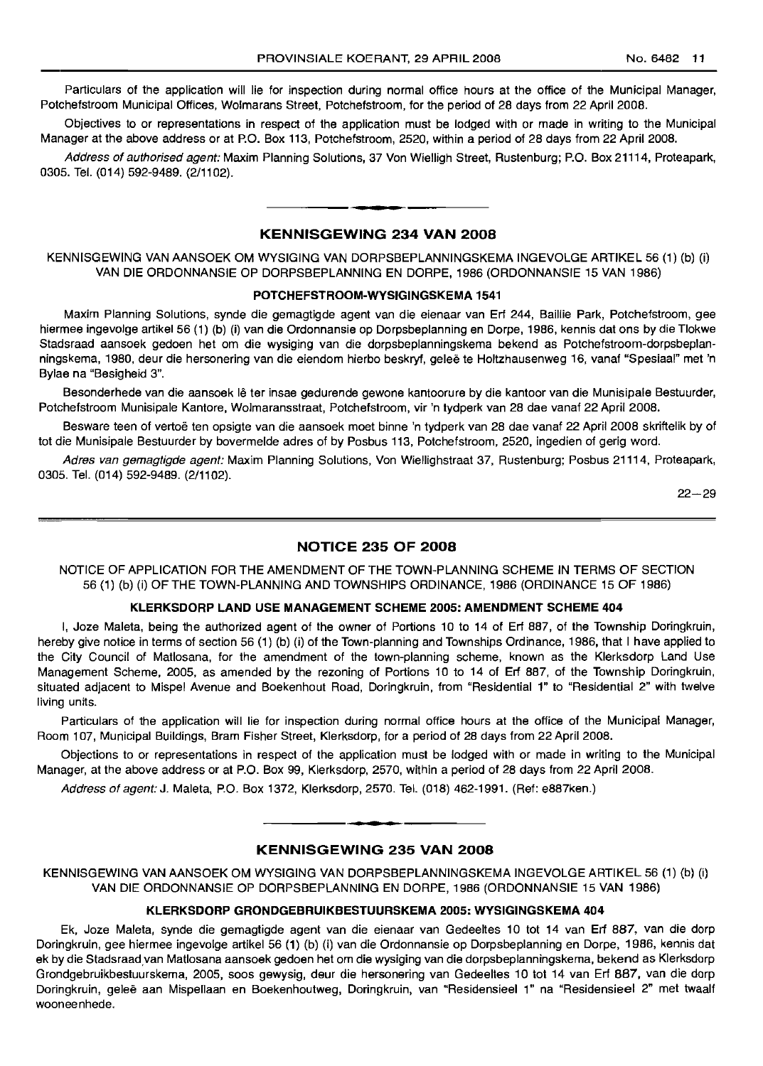Particulars of the application will lie for inspection during normal office hours at the office of the Municipal Manager, Potchefstroom Municipal Offices, Wolmarans Street, Potchefstroom, for the period of 28 days from 22 April 2008.

Objectives to or representations in respect of the application must be lodged with or made in writing to the Municipal Manager at the above address or at P.O. Box 113, Potchefstroom, 2520, within a period of 28 days from 22 April 2008.

*Address of authorised agent:* Maxim Planning Solutions, 37 Von Wielligh Street, Rustenburg; P.O. Box 21114, Proteapark, 0305. Tel. (014) 592-9489. (2/1102).

## KENNISGEWING 234 VAN 2008

KENNISGEWING VAN AANSOEK OM WYSIGING VAN DORPSBEPLANNINGSKEMA INGEVOLGE ARTIKEL 56 (1) (b) (i) VAN DIE ORDONNANSIE OP DORPSBEPLANNING EN DORPE, 1986 (ORDONNANSIE 15 VAN 1986)

**POTCHEFSTROOM-WYSIGINGSKEMA 1541**

Maxim Planning Solutions, synde die gemagtigde agent van die eienaar van Erf 244, Baillie Park, Potchefstroom, gee hiermee ingevolge artikel 56 (1) (b) (i) van die Ordonnansie op Dorpsbeplanning en Dorpe, 1986, kennis dat ons by die Tlokwe Stadsraad aansoek gedoen het om die wysiging van die dorpsbeplanningskema bekend as Potchefstroom-dorpsbeplanningskema, 1980, deur die hersonering van die eiendom hierbo beskryf, geleë te Holtzhausenweg 16, vanaf "Spesiaal" met 'n Bylae na "Besigheid 3".

Besonderhede van die aansoek lê ter insae gedurende gewone kantoorure by die kantoor van die Munisipale Bestuurder, Potchefstroom Munisipale Kantore, Wolmaransstraat, Potchefstroom, vir 'n tydperk van 28 dae vanaf 22 April 2008.

Besware teen of vertoë ten opsigte van die aansoek moet binne 'n tydperk van 28 dae vanaf 22 April 2008 skriftelik by of tot die Munisipale Bestuurder by bovermelde adres of by Posbus 113, Potchefstroom, 2520, ingedien of gerig word.

*Adres van gemagtigde agent:* Maxim Planning Solutions, Von Wiellighstraat 37, Rustenburg; Posbus 21114, Proteapark, 0305. Tel. (014) 592-9489. (2/1102).

22—29

## NOTICE 235 OF 2008

NOTICE OF APPLICATION FOR THE AMENDMENT OF THE TOWN-PLANNING SCHEME IN TERMS OF SECTION 56 (1) (b) (i) OF THE TOWN-PLANNING AND TOWNSHIPS ORDINANCE, 1986 (ORDINANCE 15 OF 1986)

**KLERKSDORP LAND USE MANAGEMENT SCHEME 2005: AMENDMENT SCHEME 404**

I, Joze Maleta, being the authorized agent of the owner of Portions 10 to 14 of Erf 887, of the Township Doringkruin, hereby give notice in terms of section 56 (1) (b) (i) of the Town-planning and Townships Ordinance, 1986, that I have applied to the City Council of Matlosana, for the amendment of the town-planning scheme, known as the Klerksdorp Land Use Management Scheme, 2005, as amended by the rezoning of Portions 10 to 14 of Erf 887, of the Township Doringkruin, situated adjacent to Mispel Avenue and Boekenhout Road, Doringkruin, from "Residential 1" to "Residential 2" with twelve living units.

Particulars of the application will lie for inspection during normal office hours at the office of the Municipal Manager, Room 107, Municipal Buildings, Bram Fisher Street, Klerksdorp, for a period of 28 days from 22 April 2008.

Objections to or representations in respect of the application must be lodged with or made in writing to the Municipal Manager, at the above address or at P.O. Box 99, Klerksdorp, 2570, within a period of 28 days from 22 April 2008.

*Address of agent:* J. Maleta, P.O. Box 1372, Klerksdorp, 2570. Tel. (018) 462-1991. (Ref: e887ken.)

## KENNISGEWING 235 VAN 2008

KENNISGEWING VAN AANSOEK OM WYSIGING VAN DORPSBEPLANNINGSKEMA INGEVOLGE ARTIKEL 56 (1) (b) (i) VAN DIE ORDONNANSIE OP DORPSBEPLANNING EN DORPE, 1986 (ORDONNANSIE 15 VAN 1986)

**KLERKSDORP GRONDGEBRUIKBESTUURSKEMA 2005: WYSIGINGSKEMA 404**

Ek, Joze Maleta, synde die gemagtigde agent van die eienaar van Gedeeltes 10 tot 14 van Erf 887, van die dorp Doringkruin, gee hiermee ingevolge artikel 56 (1) (b) (i) van die Ordonnansie op Dorpsbeplanning en Dorpe, 1986, kennis dat ek by die Stadsraad van Matlosana aansoek gedoen het om die wysiging van die dorpsbeplanningskema, bekend as Klerksdorp Grondgebruikbestuurskema, 2005, soos gewysig, deur die hersonering van Gedeeltes 10 tot 14 van Erf 887, van die dorp Doringkruin, geleë aan Mispellaan en Boekenhoutweg, Doringkruin, van "Residensieel 1" na "Residensieel 2" met twaalf wooneenhede.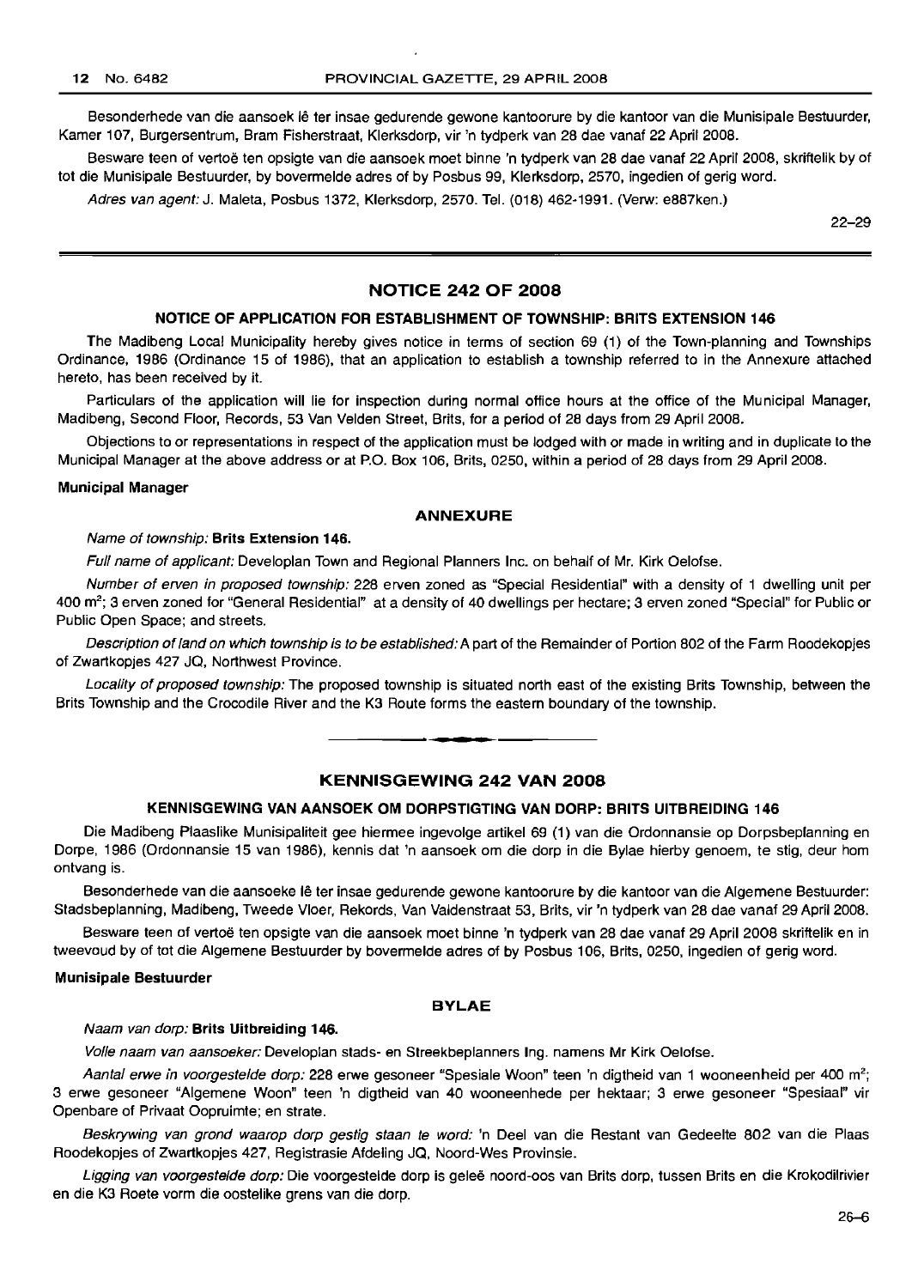Besonderhede van die aansoek lê ter insae gedurende gewone kantoorure by die kantoor van die Munisipale Bestuurder, Kamer 107, Burgersentrum, Bram Fisherstraat, Klerksdorp, vir 'n tydperk van 28 dae vanaf 22 April 2008.

Besware teen of vertoë ten opsigte van die aansoek moet binne 'n tydperk van 28 dae vanaf 22 April 2008, skriftelik by of tot die Munisipale Bestuurder, by bovermelde adres of by Posbus 99, Klerksdorp, 2570, ingedien of gerig word.

*Adres van agent:* J. Maleta, Posbus 1372, Klerksdorp, 2570. Tel. (018) 462-1991. (Verw: e887ken.)

22–29

## NOTICE 242 OF 2008

### NOTICE OF APPLICATION FOR ESTABLISHMENT OF TOWNSHIP: BRITS EXTENSION 146

The Madibeng Local Municipality hereby gives notice in terms of section 69 (1) of the Town-planning and Townships Ordinance, 1986 (Ordinance 15 of 1986), that an application to establish a township referred to in the Annexure attached hereto, has been received by it.

Particulars of the application will lie for inspection during normal office hours at the office of the Municipal Manager, Madibeng, Second Floor, Records, 53 Van Velden Street, Brits, for a period of 28 days from 29 April 2008.

Objections to or representations in respect of the application must be lodged with or made in writing and in duplicate to the Municipal Manager at the above address or at P.O. Box 106, Brits, 0250, within a period of 28 days from 29 April 2008.

**Municipal Manager**

### ANNEXURE

*Name of township:* **Brits Extension 146.**

*Full name of applicant:* Developlan Town and Regional Planners Inc. on behalf of Mr. Kirk Oelofse.

*Number of erven in proposed township:* 228 erven zoned as "Special Residential" with a density of 1 dwelling unit per 400 m²; 3 erven zoned for "General Residential" at a density of 40 dwellings per hectare; 3 erven zoned "Special" for Public or Public Open Space; and streets.

*Description of land on which township is to be established:* A part of the Remainder of Portion 802 of the Farm Roodekopjes of Zwartkopjes 427 JQ, Northwest Province.

*Locality of proposed township:* The proposed township is situated north east of the existing Brits Township, between the Brits Township and the Crocodile River and the K3 Route forms the eastern boundary of the township.

## KENNISGEWING 242 VAN 2008

### KENNISGEWING VAN AANSOEK OM DORPSTIGTING VAN DORP: BRITS UITBREIDING 146

Die Madibeng Plaaslike Munisipaliteit gee hiermee ingevolge artikel 69 (1) van die Ordonnansie op Dorpsbeplanning en Dorpe, 1986 (Ordonnansie 15 van 1986), kennis dat 'n aansoek om die dorp in die Bylae hierby genoem, te stig, deur hom ontvang is.

Besonderhede van die aansoeke lê ter insae gedurende gewone kantoorure by die kantoor van die Algemene Bestuurder: Stadsbeplanning, Madibeng, Tweede Vloer, Rekords, Van Valdenstraat 53, Brits, vir 'n tydperk van 28 dae vanaf 29 April 2008.

Besware teen of vertoë ten opsigte van die aansoek moet binne 'n tydperk van 28 dae vanaf 29 April 2008 skriftelik en in tweevoud by of tot die Algemene Bestuurder by bovermelde adres of by Posbus 106, Brits, 0250, ingedien of gerig word.

**Munisipale Bestuurder**

### BYLAE

*Naam van dorp:* **Brits Uitbreiding 146.**

*Volle naam van aansoeker:* Developlan stads- en Streekbeplanners Ing. namens Mr Kirk Oelofse.

*Aantal erwe in voorgestelde dorp:* 228 erwe gesoneer "Spesiale Woon" teen 'n digtheid van 1 wooneenheid per 400 m²; 3 erwe gesoneer "Algemene Woon" teen 'n digtheid van 40 wooneenhede per hektaar; 3 erwe gesoneer "Spesiaal" vir Openbare of Privaat Oopruimte; en strate.

*Beskrywing van grond waarop dorp gestig staan te word:* 'n Deel van die Restant van Gedeelte 802 van die Plaas Roodekopjes of Zwartkopjes 427, Registrasie Afdeling JQ, Noord-Wes Provinsie.

*Ligging van voorgestelde dorp:* Die voorgestelde dorp is geleë noord-oos van Brits dorp, tussen Brits en die Krokodilrivier en die K3 Roete vorm die oostelike grens van die dorp.

26–6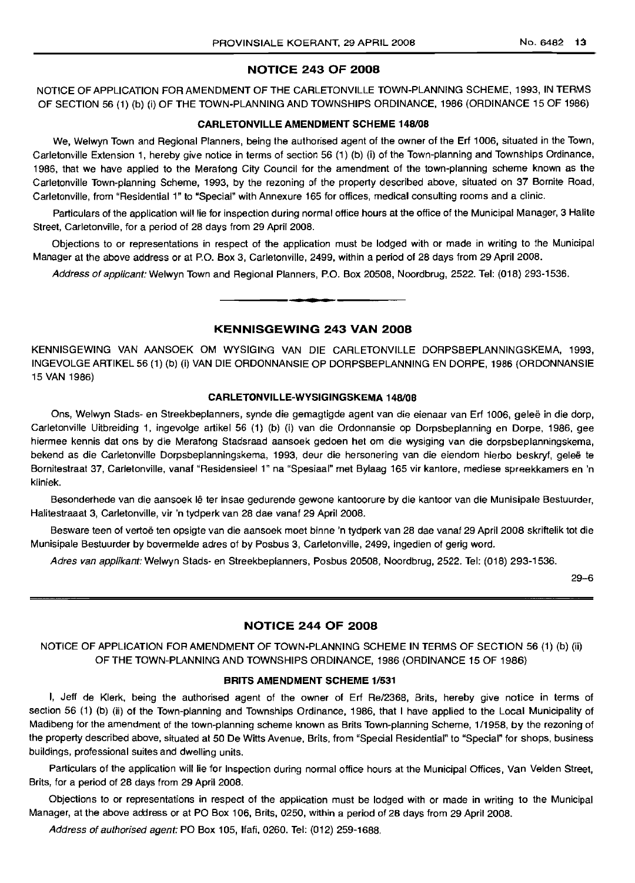## NOTICE 243 OF 2008

NOTICE OF APPLICATION FOR AMENDMENT OF THE CARLETONVILLE TOWN-PLANNING SCHEME, 1993, IN TERMS OF SECTION 56 (1) (b) (i) OF THE TOWN-PLANNING AND TOWNSHIPS ORDINANCE, 1986 (ORDINANCE 15 OF 1986)

### CARLETONVILLE AMENDMENT SCHEME 148/08

We, Welwyn Town and Regional Planners, being the authorised agent of the owner of the Erf 1006, situated in the Town, Carletonville Extension 1, hereby give notice in terms of section 56 (1) (b) (i) of the Town-planning and Townships Ordinance, 1986, that we have applied to the Merafong City Council for the amendment of the town-planning scheme known as the Carletonville Town-planning Scheme, 1993, by the rezoning of the property described above, situated on 37 Bornite Road, Carletonville, from "Residential 1" to "Special" with Annexure 165 for offices, medical consulting rooms and a clinic.

Particulars of the application will lie for inspection during normal office hours at the office of the Municipal Manager, 3 Halite Street, Carletonville, for a period of 28 days from 29 April 2008.

Objections to or representations in respect of the application must be lodged with or made in writing to the Municipal Manager at the above address or at P.O. Box 3, Carletonville, 2499, within a period of 28 days from 29 April 2008.

*Address of applicant:* Welwyn Town and Regional Planners, P.O. Box 20508, Noordbrug, 2522. Tel: (018) 293-1536.

---

## KENNISGEWING 243 VAN 2008

KENNISGEWING VAN AANSOEK OM WYSIGING VAN DIE CARLETONVILLE DORPSBEPLANNINGSKEMA, 1993, INGEVOLGE ARTIKEL 56 (1) (b) (i) VAN DIE ORDONNANSIE OP DORPSBEPLANNING EN DORPE, 1986 (ORDONNANSIE 15 VAN 1986)

### CARLETONVILLE-WYSIGINGSKEMA 148/08

Ons, Welwyn Stads- en Streekbeplanners, synde die gemagtigde agent van die eienaar van Erf 1006, geleë in die dorp, Carletonville Uitbreiding 1, ingevolge artikel 56 (1) (b) (i) van die Ordonnansie op Dorpsbeplanning en Dorpe, 1986, gee hiermee kennis dat ons by die Merafong Stadsraad aansoek gedoen het om die wysiging van die dorpsbeplanningskema, bekend as die Carletonville Dorpsbeplanningskema, 1993, deur die hersonering van die eiendom hierbo beskryf, geleë te Bornitestraat 37, Carletonville, vanaf "Residensieel 1" na "Spesiaal" met Bylaag 165 vir kantore, mediese spreekkamers en 'n kliniek.

Besonderhede van die aansoek lê ter insae gedurende gewone kantoorure by die kantoor van die Munisipale Bestuurder, Halitestraat 3, Carletonville, vir 'n tydperk van 28 dae vanaf 29 April 2008.

Besware teen of vertoë ten opsigte van die aansoek moet binne 'n tydperk van 28 dae vanaf 29 April 2008 skriftelik tot die Munisipale Bestuurder by bovermelde adres of by Posbus 3, Carletonville, 2499, ingedien of gerig word.

*Adres van applikant:* Welwyn Stads- en Streekbeplanners, Posbus 20508, Noordbrug, 2522. Tel: (018) 293-1536.

29–6

---

## NOTICE 244 OF 2008

NOTICE OF APPLICATION FOR AMENDMENT OF TOWN-PLANNING SCHEME IN TERMS OF SECTION 56 (1) (b) (ii) OF THE TOWN-PLANNING AND TOWNSHIPS ORDINANCE, 1986 (ORDINANCE 15 OF 1986)

### BRITS AMENDMENT SCHEME 1/531

I, Jeff de Klerk, being the authorised agent of the owner of Erf Re/2368, Brits, hereby give notice in terms of section 56 (1) (b) (ii) of the Town-planning and Townships Ordinance, 1986, that I have applied to the Local Municipality of Madibeng for the amendment of the town-planning scheme known as Brits Town-planning Scheme, 1/1958, by the rezoning of the property described above, situated at 50 De Witts Avenue, Brits, from "Special Residential" to "Special" for shops, business buildings, professional suites and dwelling units.

Particulars of the application will lie for inspection during normal office hours at the Municipal Offices, Van Velden Street, Brits, for a period of 28 days from 29 April 2008.

Objections to or representations in respect of the application must be lodged with or made in writing to the Municipal Manager, at the above address or at PO Box 106, Brits, 0250, within a period of 28 days from 29 April 2008.

*Address of authorised agent:* PO Box 105, Ifafi, 0260. Tel: (012) 259-1688.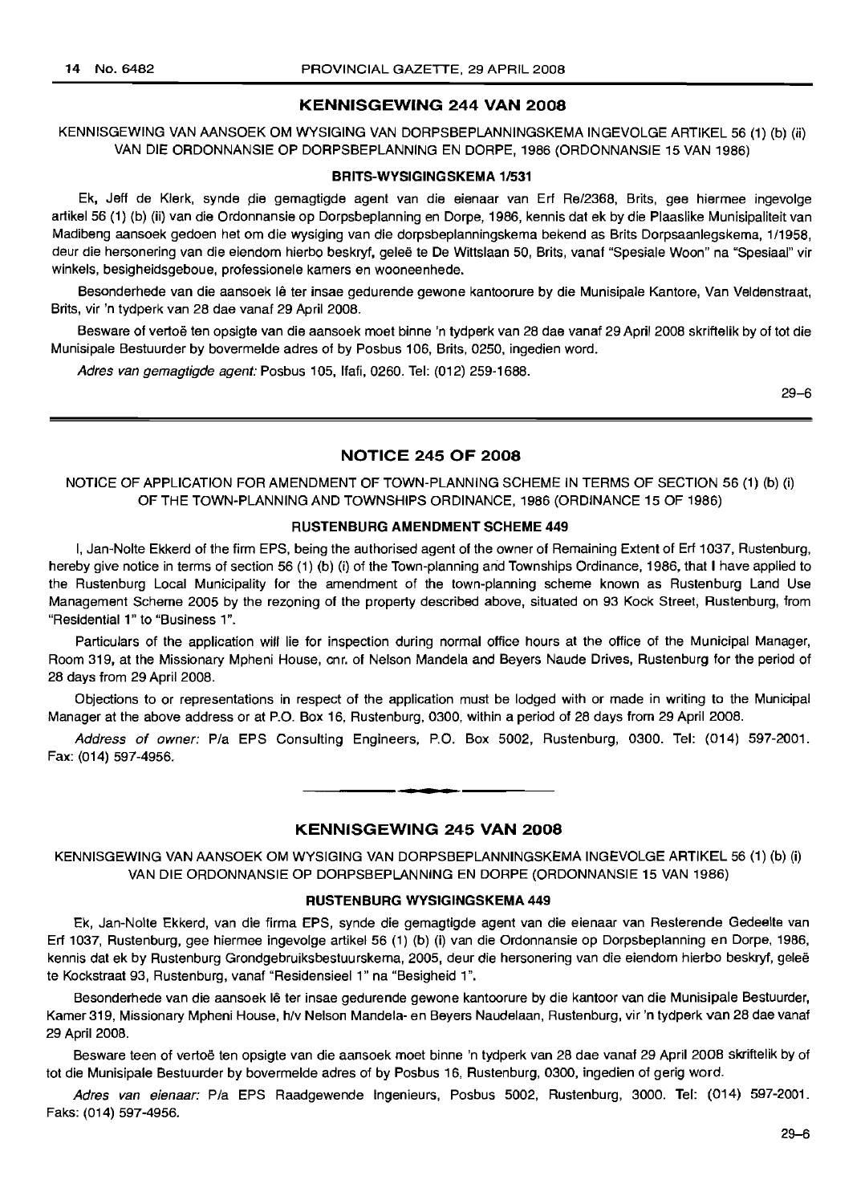## KENNISGEWING 244 VAN 2008

KENNISGEWING VAN AANSOEK OM WYSIGING VAN DORPSBEPLANNINGSKEMA INGEVOLGE ARTIKEL 56 (1) (b) (ii) VAN DIE ORDONNANSIE OP DORPSBEPLANNING EN DORPE, 1986 (ORDONNANSIE 15 VAN 1986)

### BRITS-WYSIGINGSKEMA 1/531

Ek, Jeff de Klerk, synde die gemagtigde agent van die eienaar van Erf Re/2368, Brits, gee hiermee ingevolge artikel 56 (1) (b) (ii) van die Ordonnansie op Dorpsbeplanning en Dorpe, 1986, kennis dat ek by die Plaaslike Munisipaliteit van Madibeng aansoek gedoen het om die wysiging van die dorpsbeplanningskema bekend as Brits Dorpsaanlegskema, 1/1958, deur die hersonering van die eiendom hierbo beskryf, geleë te De Wittslaan 50, Brits, vanaf "Spesiale Woon" na "Spesiaal" vir winkels, besigheidsgeboue, professionele kamers en wooneenhede.

Besonderhede van die aansoek lê ter insae gedurende gewone kantoorure by die Munisipale Kantore, Van Veldenstraat, Brits, vir 'n tydperk van 28 dae vanaf 29 April 2008.

Besware of vertoë ten opsigte van die aansoek moet binne 'n tydperk van 28 dae vanaf 29 April 2008 skriftelik by of tot die Munisipale Bestuurder by bovermelde adres of by Posbus 106, Brits, 0250, ingedien word.

*Adres van gemagtigde agent:* Posbus 105, Ifafi, 0260. Tel: (012) 259-1688.

29–6

## NOTICE 245 OF 2008

NOTICE OF APPLICATION FOR AMENDMENT OF TOWN-PLANNING SCHEME IN TERMS OF SECTION 56 (1) (b) (i) OF THE TOWN-PLANNING AND TOWNSHIPS ORDINANCE, 1986 (ORDINANCE 15 OF 1986)

### RUSTENBURG AMENDMENT SCHEME 449

I, Jan-Nolte Ekkerd of the firm EPS, being the authorised agent of the owner of Remaining Extent of Erf 1037, Rustenburg, hereby give notice in terms of section 56 (1) (b) (i) of the Town-planning and Townships Ordinance, 1986, that I have applied to the Rustenburg Local Municipality for the amendment of the town-planning scheme known as Rustenburg Land Use Management Scheme 2005 by the rezoning of the property described above, situated on 93 Kock Street, Rustenburg, from "Residential 1" to "Business 1".

Particulars of the application will lie for inspection during normal office hours at the office of the Municipal Manager, Room 319, at the Missionary Mpheni House, cnr. of Nelson Mandela and Beyers Naude Drives, Rustenburg for the period of 28 days from 29 April 2008.

Objections to or representations in respect of the application must be lodged with or made in writing to the Municipal Manager at the above address or at P.O. Box 16, Rustenburg, 0300, within a period of 28 days from 29 April 2008.

*Address of owner:* P/a EPS Consulting Engineers, P.O. Box 5002, Rustenburg, 0300. Tel: (014) 597-2001. Fax: (014) 597-4956.

## KENNISGEWING 245 VAN 2008

KENNISGEWING VAN AANSOEK OM WYSIGING VAN DORPSBEPLANNINGSKEMA INGEVOLGE ARTIKEL 56 (1) (b) (i) VAN DIE ORDONNANSIE OP DORPSBEPLANNING EN DORPE (ORDONNANSIE 15 VAN 1986)

### RUSTENBURG WYSIGINGSKEMA 449

Ek, Jan-Nolte Ekkerd, van die firma EPS, synde die gemagtigde agent van die eienaar van Resterende Gedeelte van Erf 1037, Rustenburg, gee hiermee ingevolge artikel 56 (1) (b) (i) van die Ordonnansie op Dorpsbeplanning en Dorpe, 1986, kennis dat ek by Rustenburg Grondgebruiksbestuurskema, 2005, deur die hersonering van die eiendom hierbo beskryf, geleë te Kockstraat 93, Rustenburg, vanaf "Residensieel 1" na "Besigheid 1".

Besonderhede van die aansoek lê ter insae gedurende gewone kantoorure by die kantoor van die Munisipale Bestuurder, Kamer 319, Missionary Mpheni House, h/v Nelson Mandela- en Beyers Naudelaan, Rustenburg, vir 'n tydperk van 28 dae vanaf 29 April 2008.

Besware teen of vertoë ten opsigte van die aansoek moet binne 'n tydperk van 28 dae vanaf 29 April 2008 skriftelik by of tot die Munisipale Bestuurder by bovermelde adres of by Posbus 16, Rustenburg, 0300, ingedien of gerig word.

*Adres van eienaar:* P/a EPS Raadgewende Ingenieurs, Posbus 5002, Rustenburg, 3000. Tel: (014) 597-2001. Faks: (014) 597-4956.

29–6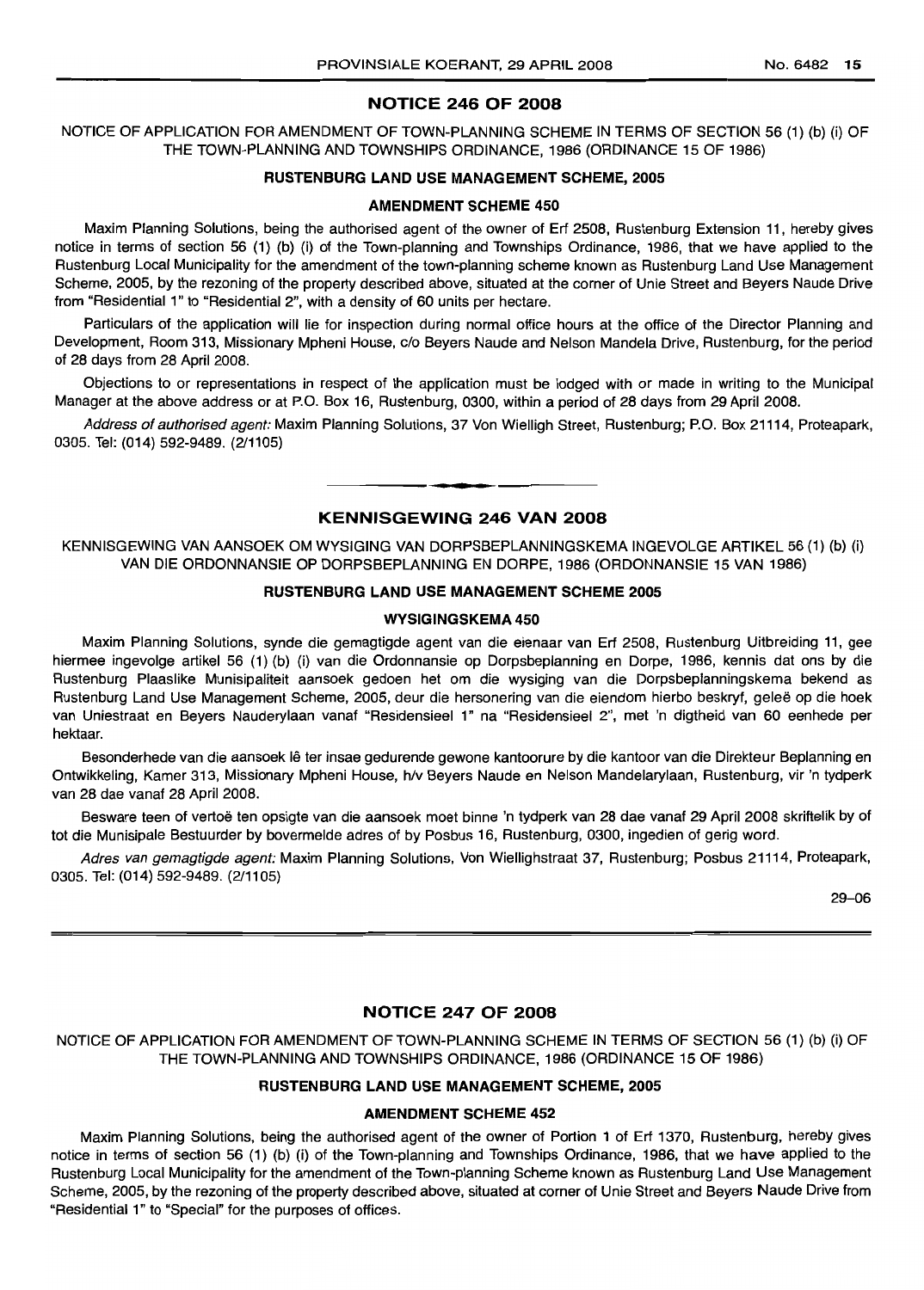## NOTICE 246 OF 2008

NOTICE OF APPLICATION FOR AMENDMENT OF TOWN-PLANNING SCHEME IN TERMS OF SECTION 56 (1) (b) (i) OF THE TOWN-PLANNING AND TOWNSHIPS ORDINANCE, 1986 (ORDINANCE 15 OF 1986)

### RUSTENBURG LAND USE MANAGEMENT SCHEME, 2005

### AMENDMENT SCHEME 450

Maxim Planning Solutions, being the authorised agent of the owner of Erf 2508, Rustenburg Extension 11, hereby gives notice in terms of section 56 (1) (b) (i) of the Town-planning and Townships Ordinance, 1986, that we have applied to the Rustenburg Local Municipality for the amendment of the town-planning scheme known as Rustenburg Land Use Management Scheme, 2005, by the rezoning of the property described above, situated at the corner of Unie Street and Beyers Naude Drive from "Residential 1" to "Residential 2", with a density of 60 units per hectare.

Particulars of the application will lie for inspection during normal office hours at the office of the Director Planning and Development, Room 313, Missionary Mpheni House, c/o Beyers Naude and Nelson Mandela Drive, Rustenburg, for the period of 28 days from 28 April 2008.

Objections to or representations in respect of the application must be lodged with or made in writing to the Municipal Manager at the above address or at P.O. Box 16, Rustenburg, 0300, within a period of 28 days from 29 April 2008.

*Address of authorised agent:* Maxim Planning Solutions, 37 Von Wielligh Street, Rustenburg; P.O. Box 21114, Proteapark, 0305. Tel: (014) 592-9489. (2/1105)

---

## KENNISGEWING 246 VAN 2008

KENNISGEWING VAN AANSOEK OM WYSIGING VAN DORPSBEPLANNINGSKEMA INGEVOLGE ARTIKEL 56 (1) (b) (i) VAN DIE ORDONNANSIE OP DORPSBEPLANNING EN DORPE, 1986 (ORDONNANSIE 15 VAN 1986)

### RUSTENBURG LAND USE MANAGEMENT SCHEME 2005

### WYSIGINGSKEMA 450

Maxim Planning Solutions, synde die gemagtigde agent van die eienaar van Erf 2508, Rustenburg Uitbreiding 11, gee hiermee ingevolge artikel 56 (1) (b) (i) van die Ordonnansie op Dorpsbeplanning en Dorpe, 1986, kennis dat ons by die Rustenburg Plaaslike Munisipaliteit aansoek gedoen het om die wysiging van die Dorpsbeplanningskema bekend as Rustenburg Land Use Management Scheme, 2005, deur die hersonering van die eiendom hierbo beskryf, geleë op die hoek van Uniestraat en Beyers Nauderylaan vanaf "Residensieel 1" na "Residensieel 2", met 'n digtheid van 60 eenhede per hektaar.

Besonderhede van die aansoek lê ter insae gedurende gewone kantoorure by die kantoor van die Direkteur Beplanning en Ontwikkeling, Kamer 313, Missionary Mpheni House, h/v Beyers Naude en Nelson Mandelarylaan, Rustenburg, vir 'n tydperk van 28 dae vanaf 28 April 2008.

Besware teen of vertoë ten opsigte van die aansoek moet binne 'n tydperk van 28 dae vanaf 29 April 2008 skriftelik by of tot die Munisipale Bestuurder by bovermelde adres of by Posbus 16, Rustenburg, 0300, ingedien of gerig word.

*Adres van gemagtigde agent:* Maxim Planning Solutions, Von Wiellighstraat 37, Rustenburg; Posbus 21114, Proteapark, 0305. Tel: (014) 592-9489. (2/1105)

29–06

---

## NOTICE 247 OF 2008

NOTICE OF APPLICATION FOR AMENDMENT OF TOWN-PLANNING SCHEME IN TERMS OF SECTION 56 (1) (b) (i) OF THE TOWN-PLANNING AND TOWNSHIPS ORDINANCE, 1986 (ORDINANCE 15 OF 1986)

### RUSTENBURG LAND USE MANAGEMENT SCHEME, 2005

### AMENDMENT SCHEME 452

Maxim Planning Solutions, being the authorised agent of the owner of Portion 1 of Erf 1370, Rustenburg, hereby gives notice in terms of section 56 (1) (b) (i) of the Town-planning and Townships Ordinance, 1986, that we have applied to the Rustenburg Local Municipality for the amendment of the Town-planning Scheme known as Rustenburg Land Use Management Scheme, 2005, by the rezoning of the property described above, situated at corner of Unie Street and Beyers Naude Drive from "Residential 1" to "Special" for the purposes of offices.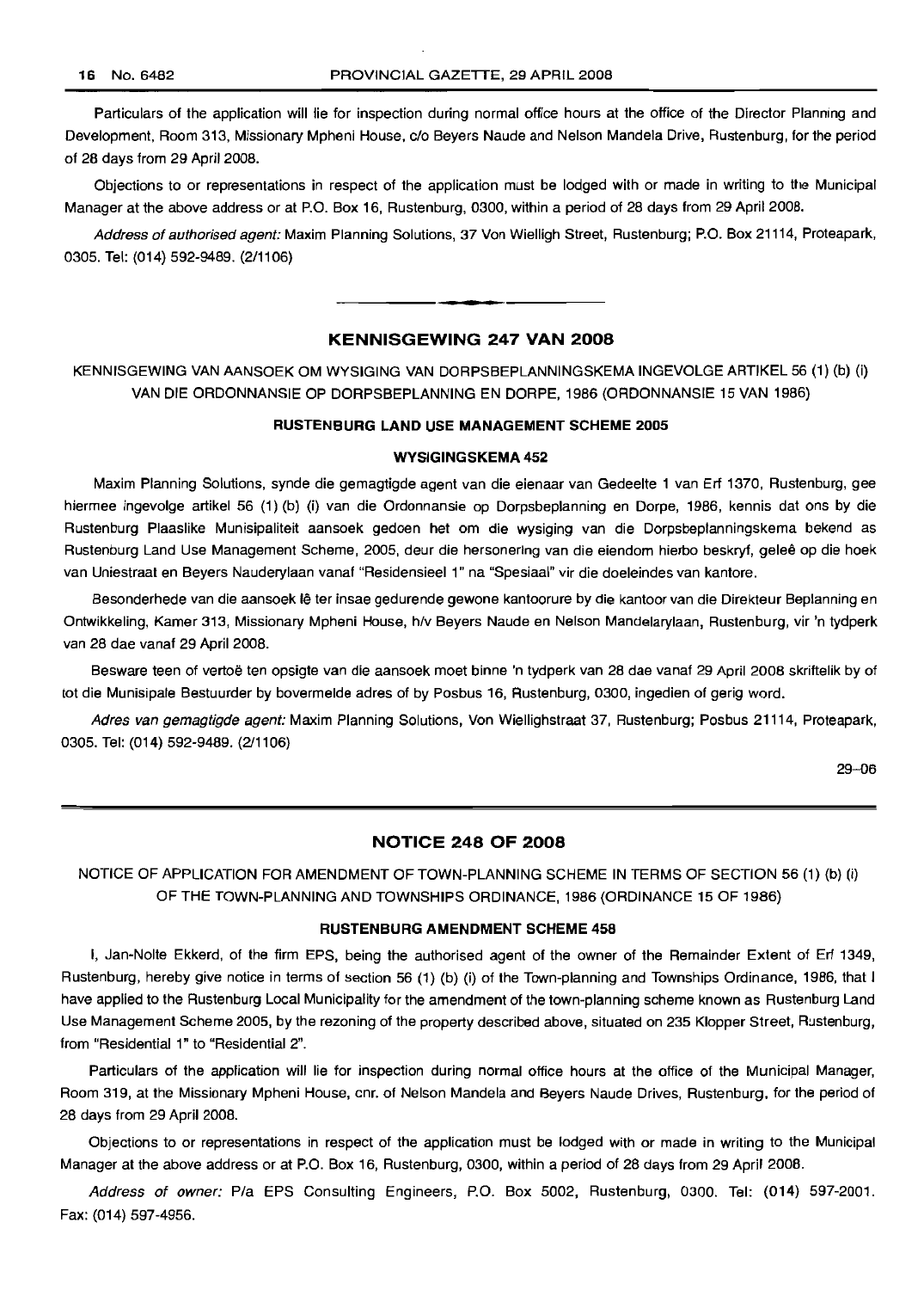Particulars of the application will lie for inspection during normal office hours at the office of the Director Planning and Development, Room 313, Missionary Mpheni House, c/o Beyers Naude and Nelson Mandela Drive, Rustenburg, for the period of 28 days from 29 April 2008.

Objections to or representations in respect of the application must be lodged with or made in writing to the Municipal Manager at the above address or at P.O. Box 16, Rustenburg, 0300, within a period of 28 days from 29 April 2008.

*Address of authorised agent:* Maxim Planning Solutions, 37 Von Wielligh Street, Rustenburg; P.O. Box 21114, Proteapark, 0305. Tel: (014) 592-9489. (2/1106)

## KENNISGEWING 247 VAN 2008

KENNISGEWING VAN AANSOEK OM WYSIGING VAN DORPSBEPLANNINGSKEMA INGEVOLGE ARTIKEL 56 (1) (b) (i) VAN DIE ORDONNANSIE OP DORPSBEPLANNING EN DORPE, 1986 (ORDONNANSIE 15 VAN 1986)

### RUSTENBURG LAND USE MANAGEMENT SCHEME 2005

### WYSIGINGSKEMA 452

Maxim Planning Solutions, synde die gemagtigde agent van die eienaar van Gedeelte 1 van Erf 1370, Rustenburg, gee hiermee ingevolge artikel 56 (1) (b) (i) van die Ordonnansie op Dorpsbeplanning en Dorpe, 1986, kennis dat ons by die Rustenburg Plaaslike Munisipaliteit aansoek gedoen het om die wysiging van die Dorpsbeplanningskema bekend as Rustenburg Land Use Management Scheme, 2005, deur die hersonering van die eiendom hierbo beskryf, geleë op die hoek van Uniestraat en Beyers Nauderylaan vanaf "Residensieel 1" na "Spesiaal" vir die doeleindes van kantore.

Besonderhede van die aansoek lê ter insae gedurende gewone kantoorure by die kantoor van die Direkteur Beplanning en Ontwikkeling, Kamer 313, Missionary Mpheni House, h/v Beyers Naude en Nelson Mandelarylaan, Rustenburg, vir 'n tydperk van 28 dae vanaf 29 April 2008.

Besware teen of vertoë ten opsigte van die aansoek moet binne 'n tydperk van 28 dae vanaf 29 April 2008 skriftelik by of tot die Munisipale Bestuurder by bovermelde adres of by Posbus 16, Rustenburg, 0300, ingedien of gerig word.

*Adres van gemagtigde agent:* Maxim Planning Solutions, Von Wiellighstraat 37, Rustenburg; Posbus 21114, Proteapark, 0305. Tel: (014) 592-9489. (2/1106)

29–06

## NOTICE 248 OF 2008

NOTICE OF APPLICATION FOR AMENDMENT OF TOWN-PLANNING SCHEME IN TERMS OF SECTION 56 (1) (b) (i) OF THE TOWN-PLANNING AND TOWNSHIPS ORDINANCE, 1986 (ORDINANCE 15 OF 1986)

### RUSTENBURG AMENDMENT SCHEME 458

I, Jan-Nolte Ekkerd, of the firm EPS, being the authorised agent of the owner of the Remainder Extent of Erf 1349, Rustenburg, hereby give notice in terms of section 56 (1) (b) (i) of the Town-planning and Townships Ordinance, 1986, that I have applied to the Rustenburg Local Municipality for the amendment of the town-planning scheme known as Rustenburg Land Use Management Scheme 2005, by the rezoning of the property described above, situated on 235 Klopper Street, Rustenburg, from "Residential 1" to "Residential 2".

Particulars of the application will lie for inspection during normal office hours at the office of the Municipal Manager, Room 319, at the Missionary Mpheni House, cnr. of Nelson Mandela and Beyers Naude Drives, Rustenburg, for the period of 28 days from 29 April 2008.

Objections to or representations in respect of the application must be lodged with or made in writing to the Municipal Manager at the above address or at P.O. Box 16, Rustenburg, 0300, within a period of 28 days from 29 April 2008.

*Address of owner:* P/a EPS Consulting Engineers, P.O. Box 5002, Rustenburg, 0300. Tel: (014) 597-2001. Fax: (014) 597-4956.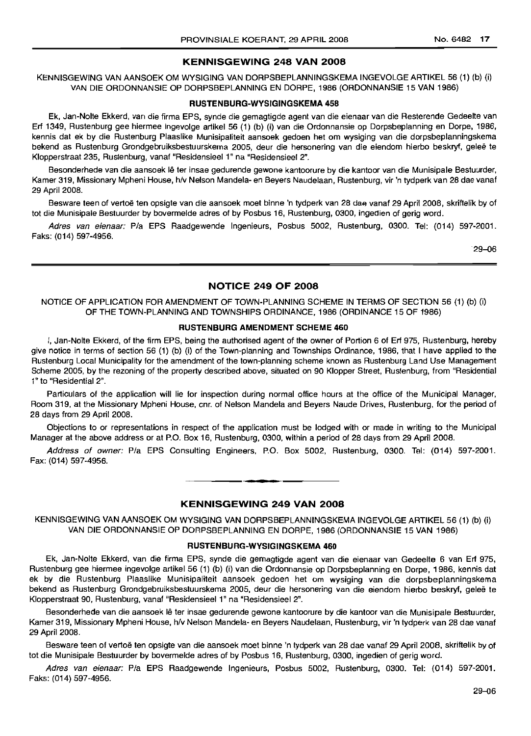## KENNISGEWING 248 VAN 2008

KENNISGEWING VAN AANSOEK OM WYSIGING VAN DORPSBEPLANNINGSKEMA INGEVOLGE ARTIKEL 56 (1) (b) (i) VAN DIE ORDONNANSIE OP DORPSBEPLANNING EN DORPE, 1986 (ORDONNANSIE 15 VAN 1986)

### RUSTENBURG-WYSIGINGSKEMA 458

Ek, Jan-Nolte Ekkerd, van die firma EPS, synde die gemagtigde agent van die eienaar van die Resterende Gedeelte van Erf 1349, Rustenburg gee hiermee ingevolge artikel 56 (1) (b) (i) van die Ordonnansie op Dorpsbeplanning en Dorpe, 1986, kennis dat ek by die Rustenburg Plaaslike Munisipaliteit aansoek gedoen het om wysiging van die dorpsbeplanningskema bekend as Rustenburg Grondgebruiksbestuurskema 2005, deur die hersonering van die eiendom hierbo beskryf, geleë te Klopperstraat 235, Rustenburg, vanaf "Residensieel 1" na "Residensieel 2".

Besonderhede van die aansoek lê ter insae gedurende gewone kantoorure by die kantoor van die Munisipale Bestuurder, Kamer 319, Missionary Mpheni House, h/v Nelson Mandela- en Beyers Naudelaan, Rustenburg, vir 'n tydperk van 28 dae vanaf 29 April 2008.

Besware teen of vertoë ten opsigte van die aansoek moet binne 'n tydperk van 28 dae vanaf 29 April 2008, skriftelik by of tot die Munisipale Bestuurder by bovermelde adres of by Posbus 16, Rustenburg, 0300, ingedien of gerig word.

*Adres van eienaar:* P/a EPS Raadgewende Ingenieurs, Posbus 5002, Rustenburg, 0300. Tel: (014) 597-2001. Faks: (014) 597-4956.

29–06

## NOTICE 249 OF 2008

NOTICE OF APPLICATION FOR AMENDMENT OF TOWN-PLANNING SCHEME IN TERMS OF SECTION 56 (1) (b) (i) OF THE TOWN-PLANNING AND TOWNSHIPS ORDINANCE, 1986 (ORDINANCE 15 OF 1986)

### RUSTENBURG AMENDMENT SCHEME 460

I, Jan-Nolte Ekkerd, of the firm EPS, being the authorised agent of the owner of Portion 6 of Erf 975, Rustenburg, hereby give notice in terms of section 56 (1) (b) (i) of the Town-planning and Townships Ordinance, 1986, that I have applied to the Rustenburg Local Municipality for the amendment of the town-planning scheme known as Rustenburg Land Use Management Scheme 2005, by the rezoning of the property described above, situated on 90 Klopper Street, Rustenburg, from "Residential 1" to "Residential 2".

Particulars of the application will lie for inspection during normal office hours at the office of the Municipal Manager, Room 319, at the Missionary Mpheni House, cnr. of Nelson Mandela and Beyers Naude Drives, Rustenburg, for the period of 28 days from 29 April 2008.

Objections to or representations in respect of the application must be lodged with or made in writing to the Municipal Manager at the above address or at P.O. Box 16, Rustenburg, 0300, within a period of 28 days from 29 April 2008.

*Address of owner:* P/a EPS Consulting Engineers, P.O. Box 5002, Rustenburg, 0300. Tel: (014) 597-2001. Fax: (014) 597-4956.

## KENNISGEWING 249 VAN 2008

KENNISGEWING VAN AANSOEK OM WYSIGING VAN DORPSBEPLANNINGSKEMA INGEVOLGE ARTIKEL 56 (1) (b) (i) VAN DIE ORDONNANSIE OP DORPSBEPLANNING EN DORPE, 1986 (ORDONNANSIE 15 VAN 1986)

### RUSTENBURG-WYSIGINGSKEMA 460

Ek, Jan-Nolte Ekkerd, van die firma EPS, synde die gemagtigde agent van die eienaar van Gedeelte 6 van Erf 975, Rustenburg gee hiermee ingevolge artikel 56 (1) (b) (i) van die Ordonnansie op Dorpsbeplanning en Dorpe, 1986, kennis dat ek by die Rustenburg Plaaslike Munisipaliteit aansoek gedoen het om wysiging van die dorpsbeplanningskema bekend as Rustenburg Grondgebruiksbestuurskema 2005, deur die hersonering van die eiendom hierbo beskryf, geleë te Klopperstraat 90, Rustenburg, vanaf "Residensieel 1" na "Residensieel 2".

Besonderhede van die aansoek lê ter insae gedurende gewone kantoorure by die kantoor van die Munisipale Bestuurder, Kamer 319, Missionary Mpheni House, h/v Nelson Mandela- en Beyers Naudelaan, Rustenburg, vir 'n tydperk van 28 dae vanaf 29 April 2008.

Besware teen of vertoë ten opsigte van die aansoek moet binne 'n tydperk van 28 dae vanaf 29 April 2008, skriftelik by of tot die Munisipale Bestuurder by bovermelde adres of by Posbus 16, Rustenburg, 0300, ingedien of gerig word.

*Adres van eienaar:* P/a EPS Raadgewende Ingenieurs, Posbus 5002, Rustenburg, 0300. Tel: (014) 597-2001. Faks: (014) 597-4956.

29–06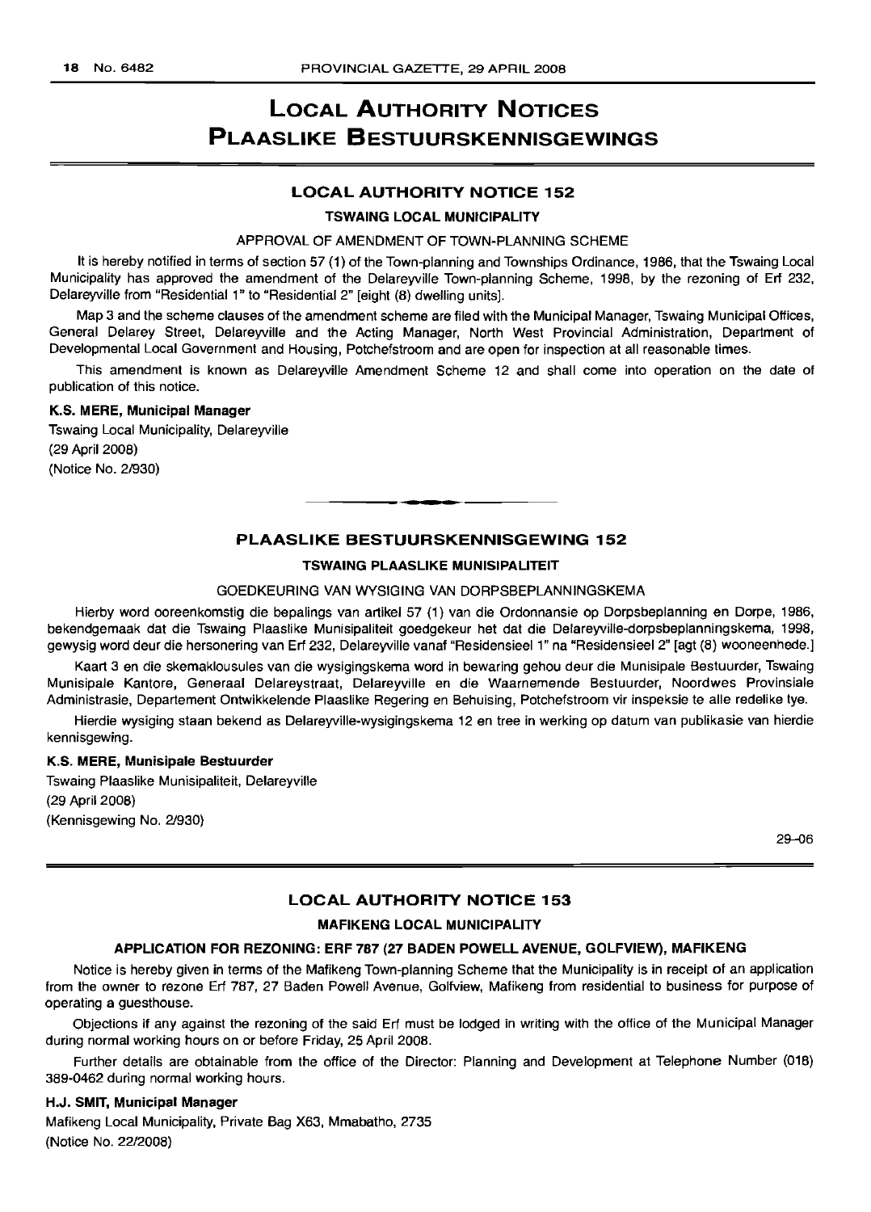# LOCAL AUTHORITY NOTICES
# PLAASLIKE BESTUURSKENNISGEWINGS

## LOCAL AUTHORITY NOTICE 152

### TSWAING LOCAL MUNICIPALITY

APPROVAL OF AMENDMENT OF TOWN-PLANNING SCHEME

It is hereby notified in terms of section 57 (1) of the Town-planning and Townships Ordinance, 1986, that the Tswaing Local Municipality has approved the amendment of the Delareyville Town-planning Scheme, 1998, by the rezoning of Erf 232, Delareyville from "Residential 1" to "Residential 2" [eight (8) dwelling units].

Map 3 and the scheme clauses of the amendment scheme are filed with the Municipal Manager, Tswaing Municipal Offices, General Delarey Street, Delareyville and the Acting Manager, North West Provincial Administration, Department of Developmental Local Government and Housing, Potchefstroom and are open for inspection at all reasonable times.

This amendment is known as Delareyville Amendment Scheme 12 and shall come into operation on the date of publication of this notice.

**K.S. MERE, Municipal Manager**

Tswaing Local Municipality, Delareyville
(29 April 2008)
(Notice No. 2/930)

---

## PLAASLIKE BESTUURSKENNISGEWING 152

### TSWAING PLAASLIKE MUNISIPALITEIT

GOEDKEURING VAN WYSIGING VAN DORPSBEPLANNINGSKEMA

Hierby word ooreenkomstig die bepalings van artikel 57 (1) van die Ordonnansie op Dorpsbeplanning en Dorpe, 1986, bekendgemaak dat die Tswaing Plaaslike Munisipaliteit goedgekeur het dat die Delareyville-dorpsbeplanningskema, 1998, gewysig word deur die hersonering van Erf 232, Delareyville vanaf "Residensieel 1" na "Residensieel 2" [agt (8) wooneenhede.]

Kaart 3 en die skemaklousules van die wysigingskema word in bewaring gehou deur die Munisipale Bestuurder, Tswaing Munisipale Kantore, Generaal Delareystraat, Delareyville en die Waarnemende Bestuurder, Noordwes Provinsiale Administrasie, Departement Ontwikkelende Plaaslike Regering en Behuising, Potchefstroom vir inspeksie te alle redelike tye.

Hierdie wysiging staan bekend as Delareyville-wysigingskema 12 en tree in werking op datum van publikasie van hierdie kennisgewing.

**K.S. MERE, Munisipale Bestuurder**

Tswaing Plaaslike Munisipaliteit, Delareyville
(29 April 2008)
(Kennisgewing No. 2/930)

29–06

---

## LOCAL AUTHORITY NOTICE 153

### MAFIKENG LOCAL MUNICIPALITY

**APPLICATION FOR REZONING: ERF 787 (27 BADEN POWELL AVENUE, GOLFVIEW), MAFIKENG**

Notice is hereby given in terms of the Mafikeng Town-planning Scheme that the Municipality is in receipt of an application from the owner to rezone Erf 787, 27 Baden Powell Avenue, Golfview, Mafikeng from residential to business for purpose of operating a guesthouse.

Objections if any against the rezoning of the said Erf must be lodged in writing with the office of the Municipal Manager during normal working hours on or before Friday, 25 April 2008.

Further details are obtainable from the office of the Director: Planning and Development at Telephone Number (018) 389-0462 during normal working hours.

**H.J. SMIT, Municipal Manager**

Mafikeng Local Municipality, Private Bag X63, Mmabatho, 2735
(Notice No. 22/2008)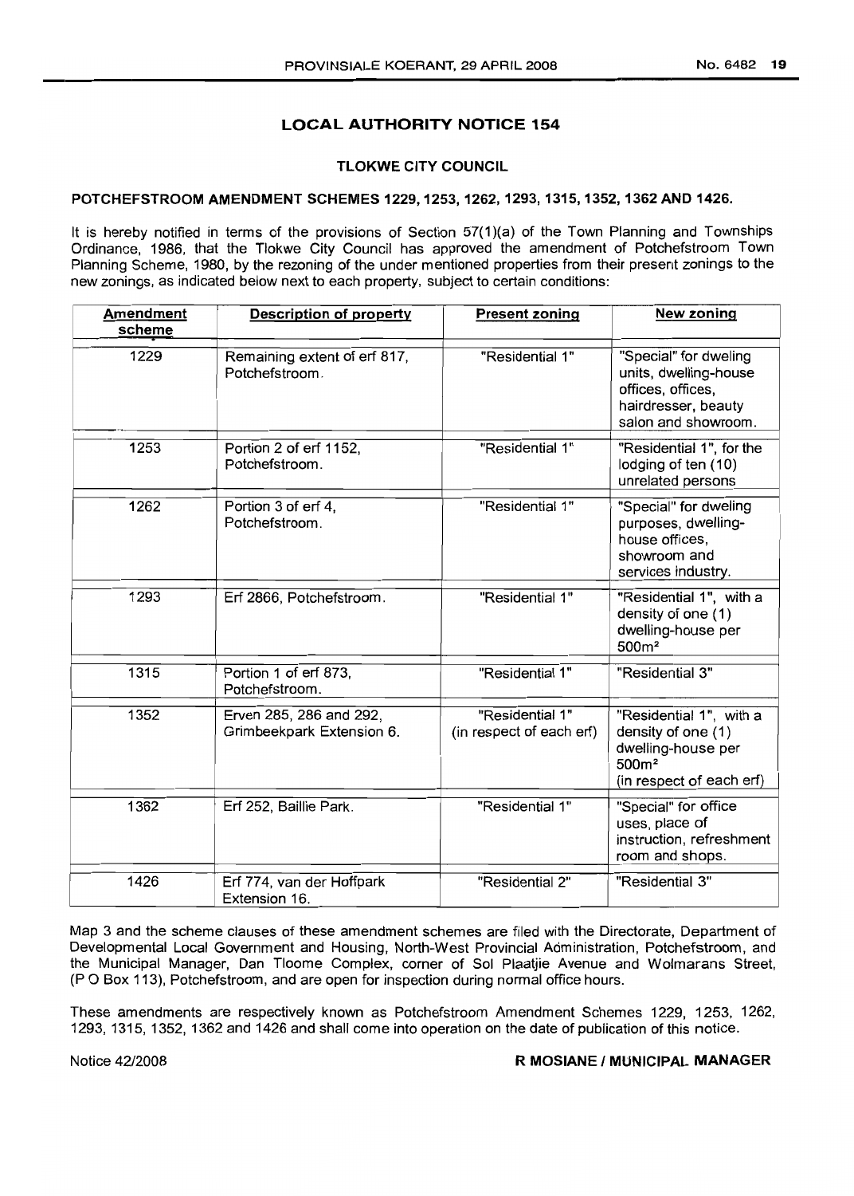## LOCAL AUTHORITY NOTICE 154

### TLOKWE CITY COUNCIL

### POTCHEFSTROOM AMENDMENT SCHEMES 1229, 1253, 1262, 1293, 1315, 1352, 1362 AND 1426.

It is hereby notified in terms of the provisions of Section 57(1)(a) of the Town Planning and Townships Ordinance, 1986, that the Tlokwe City Council has approved the amendment of Potchefstroom Town Planning Scheme, 1980, by the rezoning of the under mentioned properties from their present zonings to the new zonings, as indicated below next to each property, subject to certain conditions:

| Amendment scheme | Description of property | Present zoning | New zoning |
|---|---|---|---|
| 1229 | Remaining extent of erf 817, Potchefstroom. | "Residential 1" | "Special" for dweling units, dwelling-house offices, offices, hairdresser, beauty salon and showroom. |
| 1253 | Portion 2 of erf 1152, Potchefstroom. | "Residential 1" | "Residential 1", for the lodging of ten (10) unrelated persons |
| 1262 | Portion 3 of erf 4, Potchefstroom. | "Residential 1" | "Special" for dweling purposes, dwelling-house offices, showroom and services industry. |
| 1293 | Erf 2866, Potchefstroom. | "Residential 1" | "Residential 1", with a density of one (1) dwelling-house per 500m² |
| 1315 | Portion 1 of erf 873, Potchefstroom. | "Residential 1" | "Residential 3" |
| 1352 | Erven 285, 286 and 292, Grimbeekpark Extension 6. | "Residential 1" (in respect of each erf) | "Residential 1", with a density of one (1) dwelling-house per 500m² (in respect of each erf) |
| 1362 | Erf 252, Baillie Park. | "Residential 1" | "Special" for office uses, place of instruction, refreshment room and shops. |
| 1426 | Erf 774, van der Hoffpark Extension 16. | "Residential 2" | "Residential 3" |

Map 3 and the scheme clauses of these amendment schemes are filed with the Directorate, Department of Developmental Local Government and Housing, North-West Provincial Administration, Potchefstroom, and the Municipal Manager, Dan Tloome Complex, corner of Sol Plaatjie Avenue and Wolmarans Street, (P O Box 113), Potchefstroom, and are open for inspection during normal office hours.

These amendments are respectively known as Potchefstroom Amendment Schemes 1229, 1253, 1262, 1293, 1315, 1352, 1362 and 1426 and shall come into operation on the date of publication of this notice.

Notice 42/2008

**R MOSIANE / MUNICIPAL MANAGER**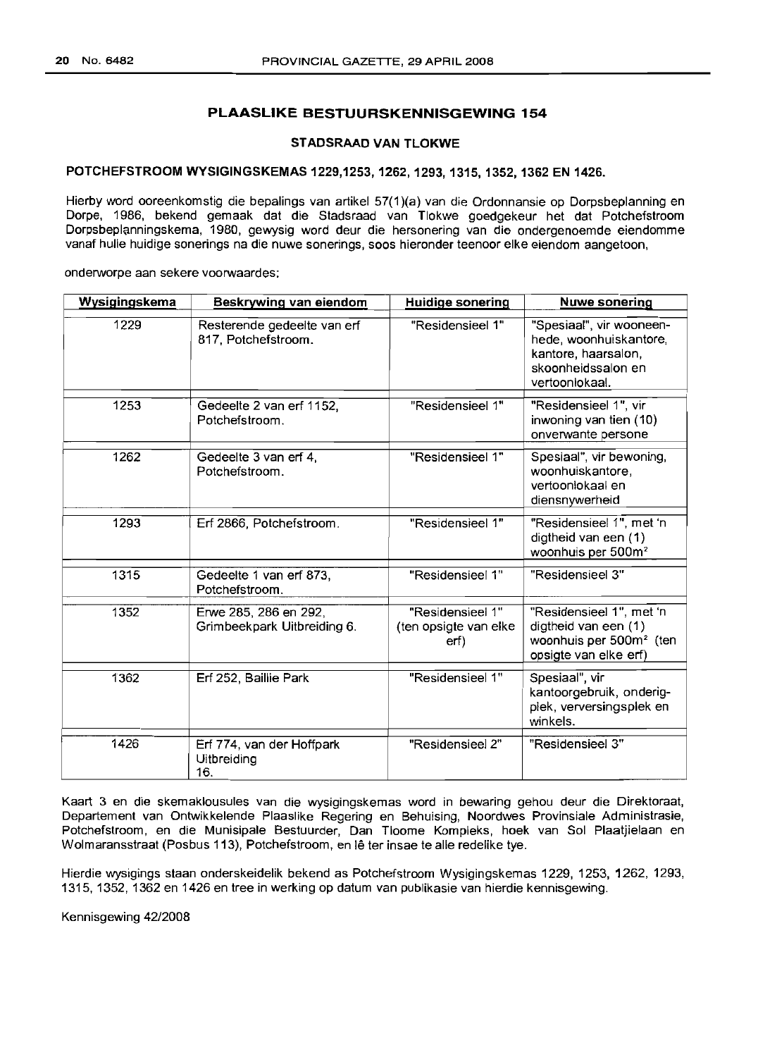## PLAASLIKE BESTUURSKENNISGEWING 154

### STADSRAAD VAN TLOKWE

### POTCHEFSTROOM WYSIGINGSKEMAS 1229,1253, 1262, 1293, 1315, 1352, 1362 EN 1426.

Hierby word ooreenkomstig die bepalings van artikel 57(1)(a) van die Ordonnansie op Dorpsbeplanning en Dorpe, 1986, bekend gemaak dat die Stadsraad van Tlokwe goedgekeur het dat Potchefstroom Dorpsbeplanningskema, 1980, gewysig word deur die hersonering van die ondergenoemde eiendomme vanaf hulle huidige sonerings na die nuwe sonerings, soos hieronder teenoor elke eiendom aangetoon,

onderworpe aan sekere voorwaardes:

| Wysigingskema | Beskrywing van eiendom | Huidige sonering | Nuwe sonering |
|---|---|---|---|
| 1229 | Resterende gedeelte van erf 817, Potchefstroom. | "Residensieel 1" | "Spesiaal", vir wooneenhede, woonhuiskantore, kantore, haarsalon, skoonheidssalon en vertoonlokaal. |
| 1253 | Gedeelte 2 van erf 1152, Potchefstroom. | "Residensieel 1" | "Residensieel 1", vir inwoning van tien (10) onverwante persone |
| 1262 | Gedeelte 3 van erf 4, Potchefstroom. | "Residensieel 1" | Spesiaal", vir bewoning, woonhuiskantore, vertoonlokaal en diensnywerheid |
| 1293 | Erf 2866, Potchefstroom. | "Residensieel 1" | "Residensieel 1", met 'n digtheid van een (1) woonhuis per 500m² |
| 1315 | Gedeelte 1 van erf 873, Potchefstroom. | "Residensieel 1" | "Residensieel 3" |
| 1352 | Erwe 285, 286 en 292, Grimbeekpark Uitbreiding 6. | "Residensieel 1" (ten opsigte van elke erf) | "Residensieel 1", met 'n digtheid van een (1) woonhuis per 500m² (ten opsigte van elke erf) |
| 1362 | Erf 252, Baillie Park | "Residensieel 1" | Spesiaal", vir kantoorgebruik, onderigplek, verversingsplek en winkels. |
| 1426 | Erf 774, van der Hoffpark Uitbreiding 16. | "Residensieel 2" | "Residensieel 3" |

Kaart 3 en die skemaklousules van die wysigingskemas word in bewaring gehou deur die Direktoraat, Departement van Ontwikkelende Plaaslike Regering en Behuising, Noordwes Provinsiale Administrasie, Potchefstroom, en die Munisipale Bestuurder, Dan Tloome Kompleks, hoek van Sol Plaatjielaan en Wolmaransstraat (Posbus 113), Potchefstroom, en lê ter insae te alle redelike tye.

Hierdie wysigings staan onderskeidelik bekend as Potchefstroom Wysigingskemas 1229, 1253, 1262, 1293, 1315, 1352, 1362 en 1426 en tree in werking op datum van publikasie van hierdie kennisgewing.

Kennisgewing 42/2008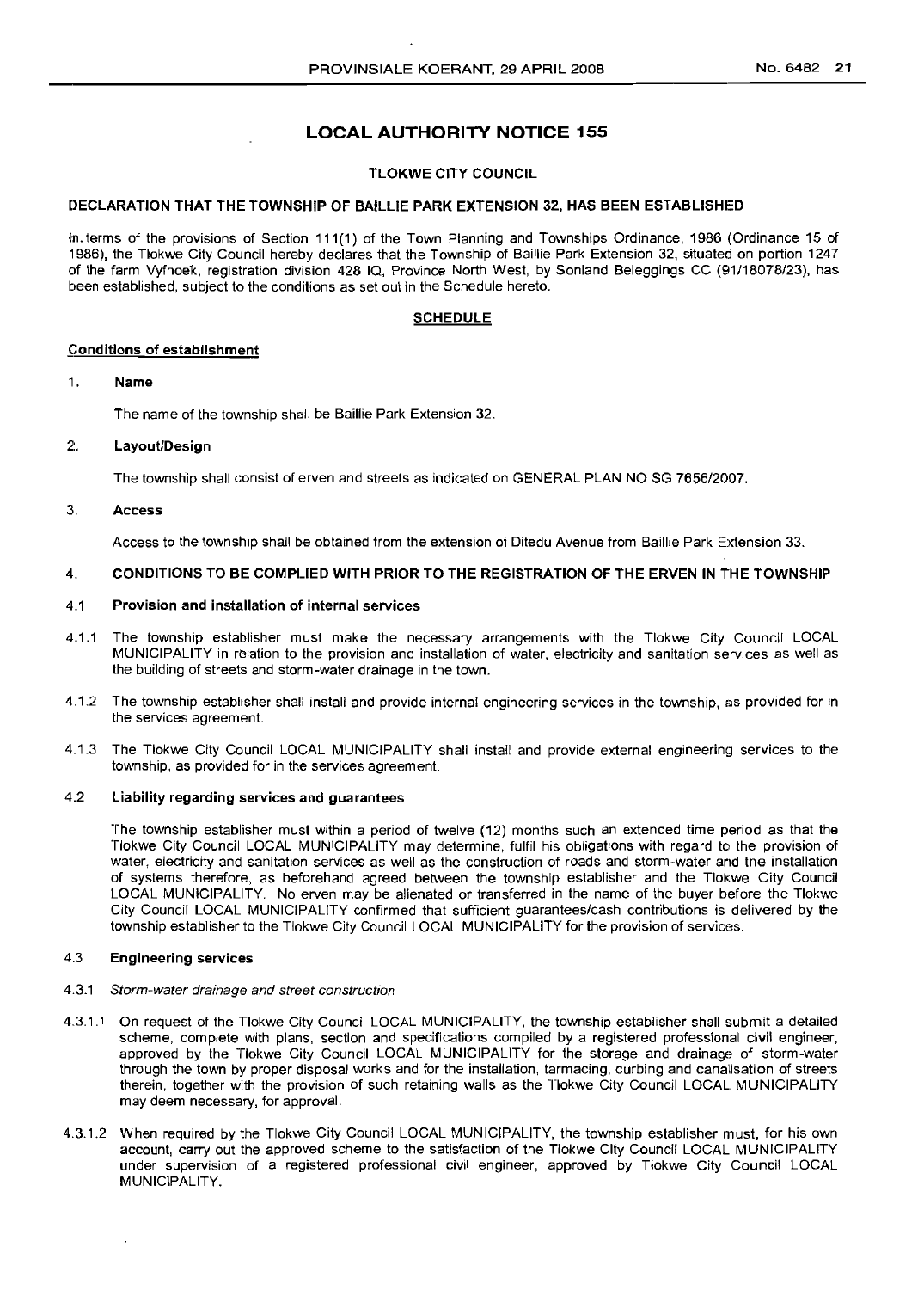# LOCAL AUTHORITY NOTICE 155

## TLOKWE CITY COUNCIL

### DECLARATION THAT THE TOWNSHIP OF BAILLIE PARK EXTENSION 32, HAS BEEN ESTABLISHED

In terms of the provisions of Section 111(1) of the Town Planning and Townships Ordinance, 1986 (Ordinance 15 of 1986), the Tlokwe City Council hereby declares that the Township of Baillie Park Extension 32, situated on portion 1247 of the farm Vyfhoek, registration division 428 IQ, Province North West, by Sonland Beleggings CC (91/18078/23), has been established, subject to the conditions as set out in the Schedule hereto.

**SCHEDULE**

**Conditions of establishment**

1. **Name**

   The name of the township shall be Baillie Park Extension 32.

2. **Layout/Design**

   The township shall consist of erven and streets as indicated on GENERAL PLAN NO SG 7656/2007.

3. **Access**

   Access to the township shall be obtained from the extension of Ditedu Avenue from Baillie Park Extension 33.

4. **CONDITIONS TO BE COMPLIED WITH PRIOR TO THE REGISTRATION OF THE ERVEN IN THE TOWNSHIP**

4.1 **Provision and installation of internal services**

4.1.1 The township establisher must make the necessary arrangements with the Tlokwe City Council LOCAL MUNICIPALITY in relation to the provision and installation of water, electricity and sanitation services as well as the building of streets and storm-water drainage in the town.

4.1.2 The township establisher shall install and provide internal engineering services in the township, as provided for in the services agreement.

4.1.3 The Tlokwe City Council LOCAL MUNICIPALITY shall install and provide external engineering services to the township, as provided for in the services agreement.

4.2 **Liability regarding services and guarantees**

The township establisher must within a period of twelve (12) months such an extended time period as that the Tlokwe City Council LOCAL MUNICIPALITY may determine, fulfil his obligations with regard to the provision of water, electricity and sanitation services as well as the construction of roads and storm-water and the installation of systems therefore, as beforehand agreed between the township establisher and the Tlokwe City Council LOCAL MUNICIPALITY. No erven may be allenated or transferred in the name of the buyer before the Tlokwe City Council LOCAL MUNICIPALITY confirmed that sufficient guarantees/cash contributions is delivered by the township establisher to the Tlokwe City Council LOCAL MUNICIPALITY for the provision of services.

4.3 **Engineering services**

4.3.1 *Storm-water drainage and street construction*

4.3.1.1 On request of the Tlokwe City Council LOCAL MUNICIPALITY, the township establisher shall submit a detailed scheme, complete with plans, section and specifications compiled by a registered professional civil engineer, approved by the Tlokwe City Council LOCAL MUNICIPALITY for the storage and drainage of storm-water through the town by proper disposal works and for the installation, tarmacing, curbing and canalisation of streets therein, together with the provision of such retaining walls as the Tlokwe City Council LOCAL MUNICIPALITY may deem necessary, for approval.

4.3.1.2 When required by the Tlokwe City Council LOCAL MUNICIPALITY, the township establisher must, for his own account, carry out the approved scheme to the satisfaction of the Tlokwe City Council LOCAL MUNICIPALITY under supervision of a registered professional civil engineer, approved by Tlokwe City Council LOCAL MUNICIPALITY.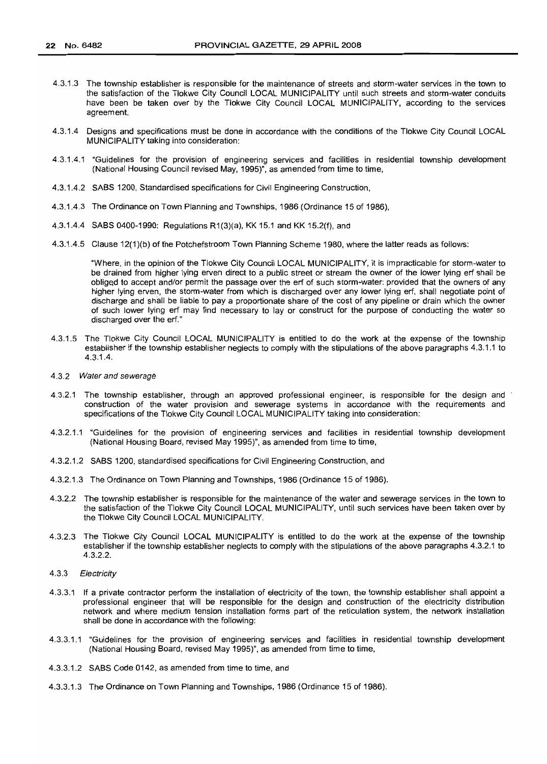4.3.1.3 The township establisher is responsible for the maintenance of streets and storm-water services in the town to the satisfaction of the Tlokwe City Council LOCAL MUNICIPALITY until such streets and storm-water conduits have been be taken over by the Tlokwe City Council LOCAL MUNICIPALITY, according to the services agreement.

4.3.1.4 Designs and specifications must be done in accordance with the conditions of the Tlokwe City Council LOCAL MUNICIPALITY taking into consideration:

4.3.1.4.1 "Guidelines for the provision of engineering services and facilities in residential township development (National Housing Council revised May, 1995)", as amended from time to time,

4.3.1.4.2 SABS 1200, Standardised specifications for Civil Engineering Construction,

4.3.1.4.3 The Ordinance on Town Planning and Townships, 1986 (Ordinance 15 of 1986),

4.3.1.4.4 SABS 0400-1990: Regulations R1(3)(a), KK 15.1 and KK 15.2(f), and

4.3.1.4.5 Clause 12(1)(b) of the Potchefstroom Town Planning Scheme 1980, where the latter reads as follows:

> "Where, in the opinion of the Tlokwe City Council LOCAL MUNICIPALITY, it is impracticable for storm-water to be drained from higher lying erven direct to a public street or stream the owner of the lower lying erf shall be obliged to accept and/or permit the passage over the erf of such storm-water: provided that the owners of any higher lying erven, the storm-water from which is discharged over any lower lying erf, shall negotiate point of discharge and shall be liable to pay a proportionate share of the cost of any pipeline or drain which the owner of such lower lying erf may find necessary to lay or construct for the purpose of conducting the water so discharged over the erf."

4.3.1.5 The Tlokwe City Council LOCAL MUNICIPALITY is entitled to do the work at the expense of the township establisher if the township establisher neglects to comply with the stipulations of the above paragraphs 4.3.1.1 to 4.3.1.4.

4.3.2 *Water and sewerage*

4.3.2.1 The township establisher, through an approved professional engineer, is responsible for the design and construction of the water provision and sewerage systems in accordance with the requirements and specifications of the Tlokwe City Council LOCAL MUNICIPALITY taking into consideration:

4.3.2.1.1 "Guidelines for the provision of engineering services and facilities in residential township development (National Housing Board, revised May 1995)", as amended from time to time,

4.3.2.1.2 SABS 1200, standardised specifications for Civil Engineering Construction, and

4.3.2.1.3 The Ordinance on Town Planning and Townships, 1986 (Ordinance 15 of 1986).

4.3.2.2 The township establisher is responsible for the maintenance of the water and sewerage services in the town to the satisfaction of the Tlokwe City Council LOCAL MUNICIPALITY, until such services have been taken over by the Tlokwe City Council LOCAL MUNICIPALITY.

4.3.2.3 The Tlokwe City Council LOCAL MUNICIPALITY is entitled to do the work at the expense of the township establisher if the township establisher neglects to comply with the stipulations of the above paragraphs 4.3.2.1 to 4.3.2.2.

4.3.3 *Electricity*

4.3.3.1 If a private contractor perform the installation of electricity of the town, the township establisher shall appoint a professional engineer that will be responsible for the design and construction of the electricity distribution network and where medium tension installation forms part of the reticulation system, the network installation shall be done in accordance with the following:

4.3.3.1.1 "Guidelines for the provision of engineering services and facilities in residential township development (National Housing Board, revised May 1995)", as amended from time to time,

4.3.3.1.2 SABS Code 0142, as amended from time to time, and

4.3.3.1.3 The Ordinance on Town Planning and Townships, 1986 (Ordinance 15 of 1986).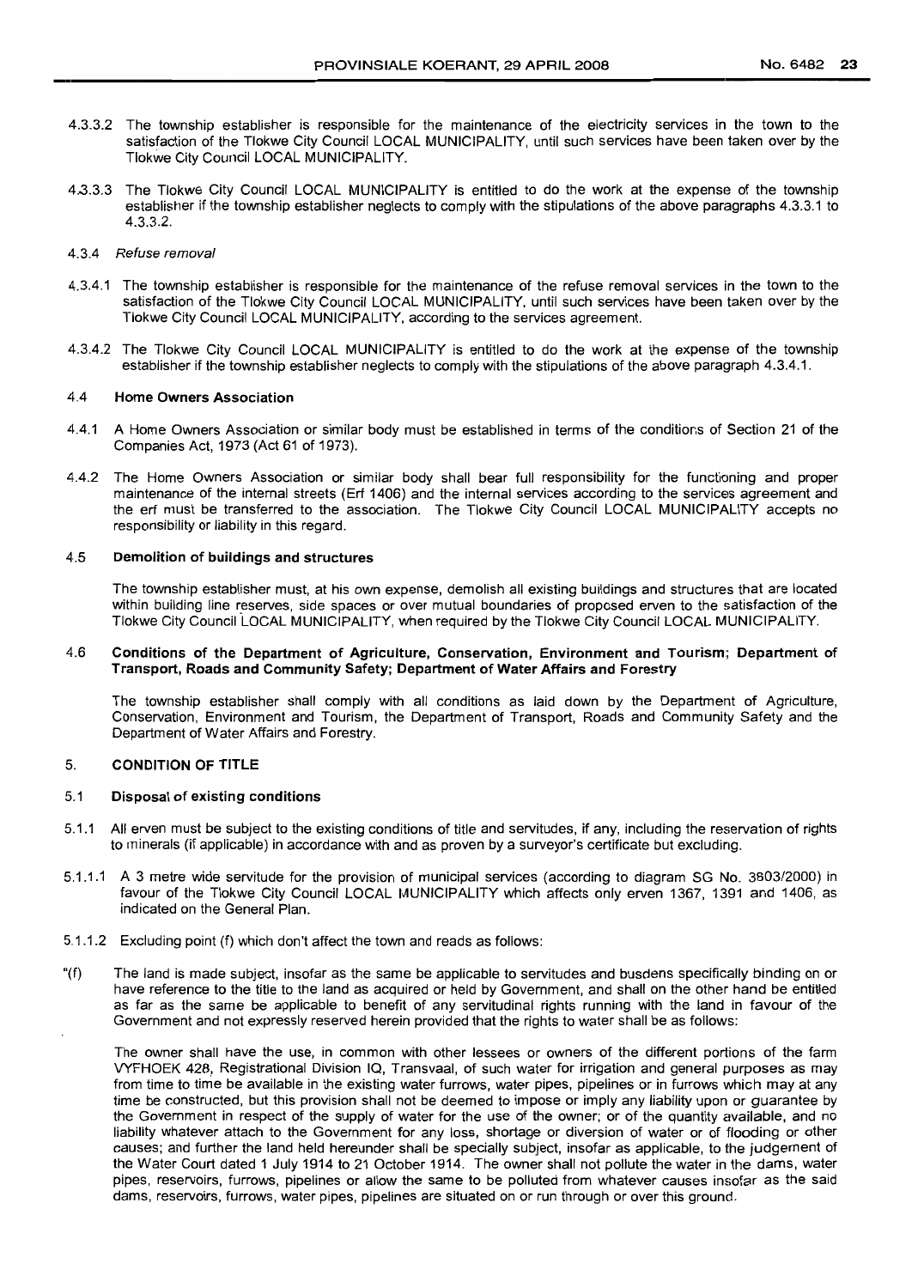4.3.3.2 The township establisher is responsible for the maintenance of the electricity services in the town to the satisfaction of the Tlokwe City Council LOCAL MUNICIPALITY, until such services have been taken over by the Tlokwe City Council LOCAL MUNICIPALITY.

4.3.3.3 The Tlokwe City Council LOCAL MUNICIPALITY is entitled to do the work at the expense of the township establisher if the township establisher neglects to comply with the stipulations of the above paragraphs 4.3.3.1 to 4.3.3.2.

4.3.4 *Refuse removal*

4.3.4.1 The township establisher is responsible for the maintenance of the refuse removal services in the town to the satisfaction of the Tlokwe City Council LOCAL MUNICIPALITY, until such services have been taken over by the Tlokwe City Council LOCAL MUNICIPALITY, according to the services agreement.

4.3.4.2 The Tlokwe City Council LOCAL MUNICIPALITY is entitled to do the work at the expense of the township establisher if the township establisher neglects to comply with the stipulations of the above paragraph 4.3.4.1.

**4.4 Home Owners Association**

4.4.1 A Home Owners Association or similar body must be established in terms of the conditions of Section 21 of the Companies Act, 1973 (Act 61 of 1973).

4.4.2 The Home Owners Association or similar body shall bear full responsibility for the functioning and proper maintenance of the internal streets (Erf 1406) and the internal services according to the services agreement and the erf must be transferred to the association. The Tlokwe City Council LOCAL MUNICIPALITY accepts no responsibility or liability in this regard.

**4.5 Demolition of buildings and structures**

The township establisher must, at his own expense, demolish all existing buildings and structures that are located within building line reserves, side spaces or over mutual boundaries of proposed erven to the satisfaction of the Tlokwe City Council LOCAL MUNICIPALITY, when required by the Tlokwe City Council LOCAL MUNICIPALITY.

**4.6 Conditions of the Department of Agriculture, Conservation, Environment and Tourism; Department of Transport, Roads and Community Safety; Department of Water Affairs and Forestry**

The township establisher shall comply with all conditions as laid down by the Department of Agriculture, Conservation, Environment and Tourism, the Department of Transport, Roads and Community Safety and the Department of Water Affairs and Forestry.

**5. CONDITION OF TITLE**

**5.1 Disposal of existing conditions**

5.1.1 All erven must be subject to the existing conditions of title and servitudes, if any, including the reservation of rights to minerals (if applicable) in accordance with and as proven by a surveyor's certificate but excluding.

5.1.1.1 A 3 metre wide servitude for the provision of municipal services (according to diagram SG No. 3803/2000) in favour of the Tlokwe City Council LOCAL MUNICIPALITY which affects only erven 1367, 1391 and 1406, as indicated on the General Plan.

5.1.1.2 Excluding point (f) which don't affect the town and reads as follows:

"(f) The land is made subject, insofar as the same be applicable to servitudes and busdens specifically binding on or have reference to the title to the land as acquired or held by Government, and shall on the other hand be entitled as far as the same be applicable to benefit of any servitudinal rights running with the land in favour of the Government and not expressly reserved herein provided that the rights to water shall be as follows:

The owner shall have the use, in common with other lessees or owners of the different portions of the farm VYFHOEK 428, Registrational Division IQ, Transvaal, of such water for irrigation and general purposes as may from time to time be available in the existing water furrows, water pipes, pipelines or in furrows which may at any time be constructed, but this provision shall not be deemed to impose or imply any liability upon or guarantee by the Government in respect of the supply of water for the use of the owner; or of the quantity available, and no liability whatever attach to the Government for any loss, shortage or diversion of water or of flooding or other causes; and further the land held hereunder shall be specially subject, insofar as applicable, to the judgement of the Water Court dated 1 July 1914 to 21 October 1914. The owner shall not pollute the water in the dams, water pipes, reservoirs, furrows, pipelines or allow the same to be polluted from whatever causes insofar as the said dams, reservoirs, furrows, water pipes, pipelines are situated on or run through or over this ground.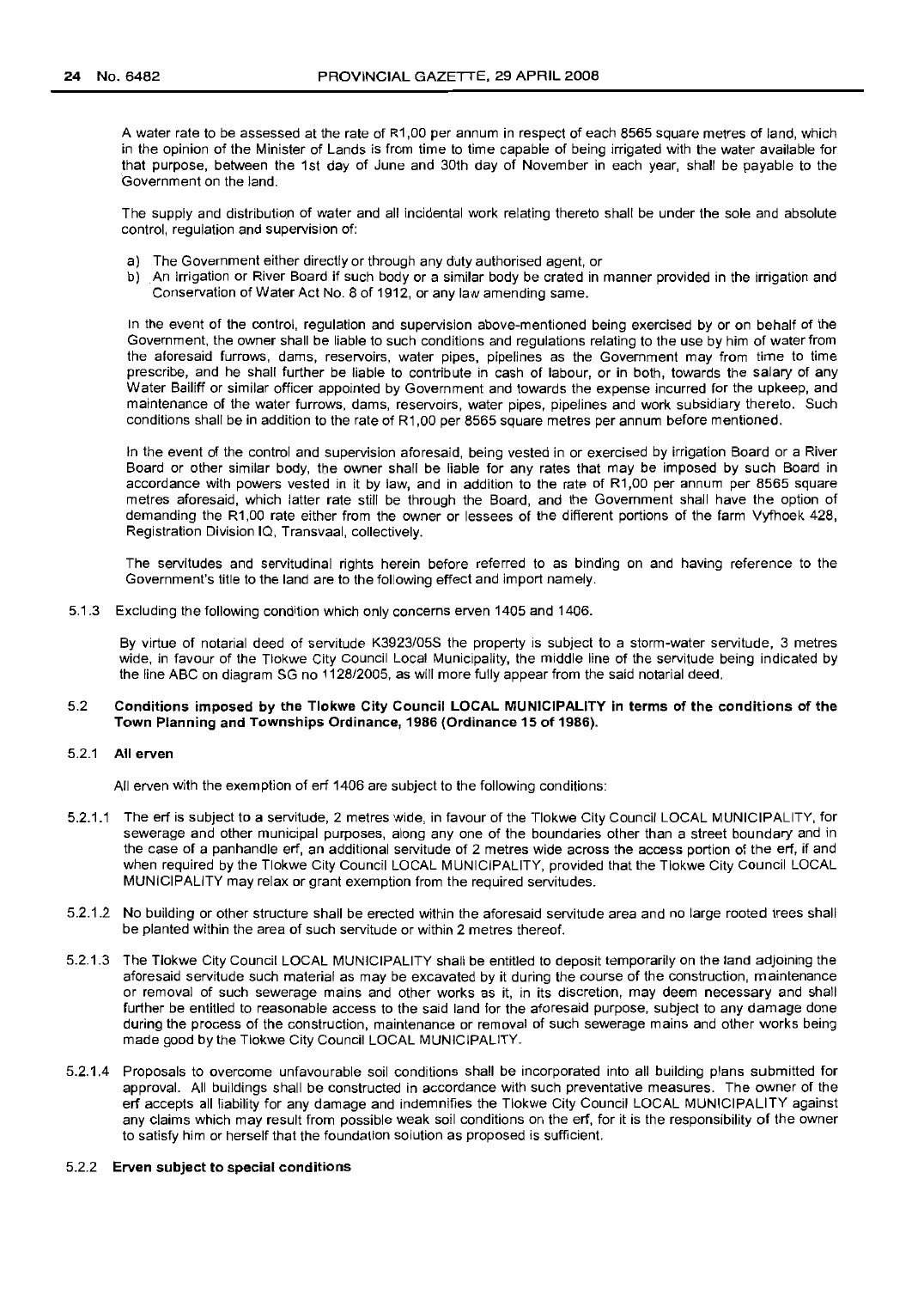A water rate to be assessed at the rate of R1,00 per annum in respect of each 8565 square metres of land, which in the opinion of the Minister of Lands is from time to time capable of being irrigated with the water available for that purpose, between the 1st day of June and 30th day of November in each year, shall be payable to the Government on the land.

The supply and distribution of water and all incidental work relating thereto shall be under the sole and absolute control, regulation and supervision of:

a) The Government either directly or through any duty authorised agent, or
b) An Irrigation or River Board if such body or a similar body be crated in manner provided in the irrigation and Conservation of Water Act No. 8 of 1912, or any law amending same.

In the event of the control, regulation and supervision above-mentioned being exercised by or on behalf of the Government, the owner shall be liable to such conditions and regulations relating to the use by him of water from the aforesaid furrows, dams, reservoirs, water pipes, pipelines as the Government may from time to time prescribe, and he shall further be liable to contribute in cash of labour, or in both, towards the salary of any Water Bailiff or similar officer appointed by Government and towards the expense incurred for the upkeep, and maintenance of the water furrows, dams, reservoirs, water pipes, pipelines and work subsidiary thereto. Such conditions shall be in addition to the rate of R1,00 per 8565 square metres per annum before mentioned.

In the event of the control and supervision aforesaid, being vested in or exercised by irrigation Board or a River Board or other similar body, the owner shall be liable for any rates that may be imposed by such Board in accordance with powers vested in it by law, and in addition to the rate of R1,00 per annum per 8565 square metres aforesaid, which latter rate still be through the Board, and the Government shall have the option of demanding the R1,00 rate either from the owner or lessees of the different portions of the farm Vyfhoek 428, Registration Division IQ, Transvaal, collectively.

The servitudes and servitudinal rights herein before referred to as binding on and having reference to the Government's title to the land are to the following effect and import namely.

5.1.3 Excluding the following condition which only concerns erven 1405 and 1406.

By virtue of notarial deed of servitude K3923/05S the property is subject to a storm-water servitude, 3 metres wide, in favour of the Tlokwe City Council Local Municipality, the middle line of the servitude being indicated by the line ABC on diagram SG no 1128/2005, as will more fully appear from the said notarial deed.

### 5.2 Conditions imposed by the Tlokwe City Council LOCAL MUNICIPALITY in terms of the conditions of the Town Planning and Townships Ordinance, 1986 (Ordinance 15 of 1986).

#### 5.2.1 All erven

All erven with the exemption of erf 1406 are subject to the following conditions:

5.2.1.1 The erf is subject to a servitude, 2 metres wide, in favour of the Tlokwe City Council LOCAL MUNICIPALITY, for sewerage and other municipal purposes, along any one of the boundaries other than a street boundary and in the case of a panhandle erf, an additional servitude of 2 metres wide across the access portion of the erf, if and when required by the Tlokwe City Council LOCAL MUNICIPALITY, provided that the Tlokwe City Council LOCAL MUNICIPALITY may relax or grant exemption from the required servitudes.

5.2.1.2 No building or other structure shall be erected within the aforesaid servitude area and no large rooted trees shall be planted within the area of such servitude or within 2 metres thereof.

5.2.1.3 The Tlokwe City Council LOCAL MUNICIPALITY shall be entitled to deposit temporarily on the land adjoining the aforesaid servitude such material as may be excavated by it during the course of the construction, maintenance or removal of such sewerage mains and other works as it, in its discretion, may deem necessary and shall further be entitled to reasonable access to the said land for the aforesaid purpose, subject to any damage done during the process of the construction, maintenance or removal of such sewerage mains and other works being made good by the Tlokwe City Council LOCAL MUNICIPALITY.

5.2.1.4 Proposals to overcome unfavourable soil conditions shall be incorporated into all building plans submitted for approval. All buildings shall be constructed in accordance with such preventative measures. The owner of the erf accepts all liability for any damage and indemnifies the Tlokwe City Council LOCAL MUNICIPALITY against any claims which may result from possible weak soil conditions on the erf, for it is the responsibility of the owner to satisfy him or herself that the foundation solution as proposed is sufficient.

#### 5.2.2 Erven subject to special conditions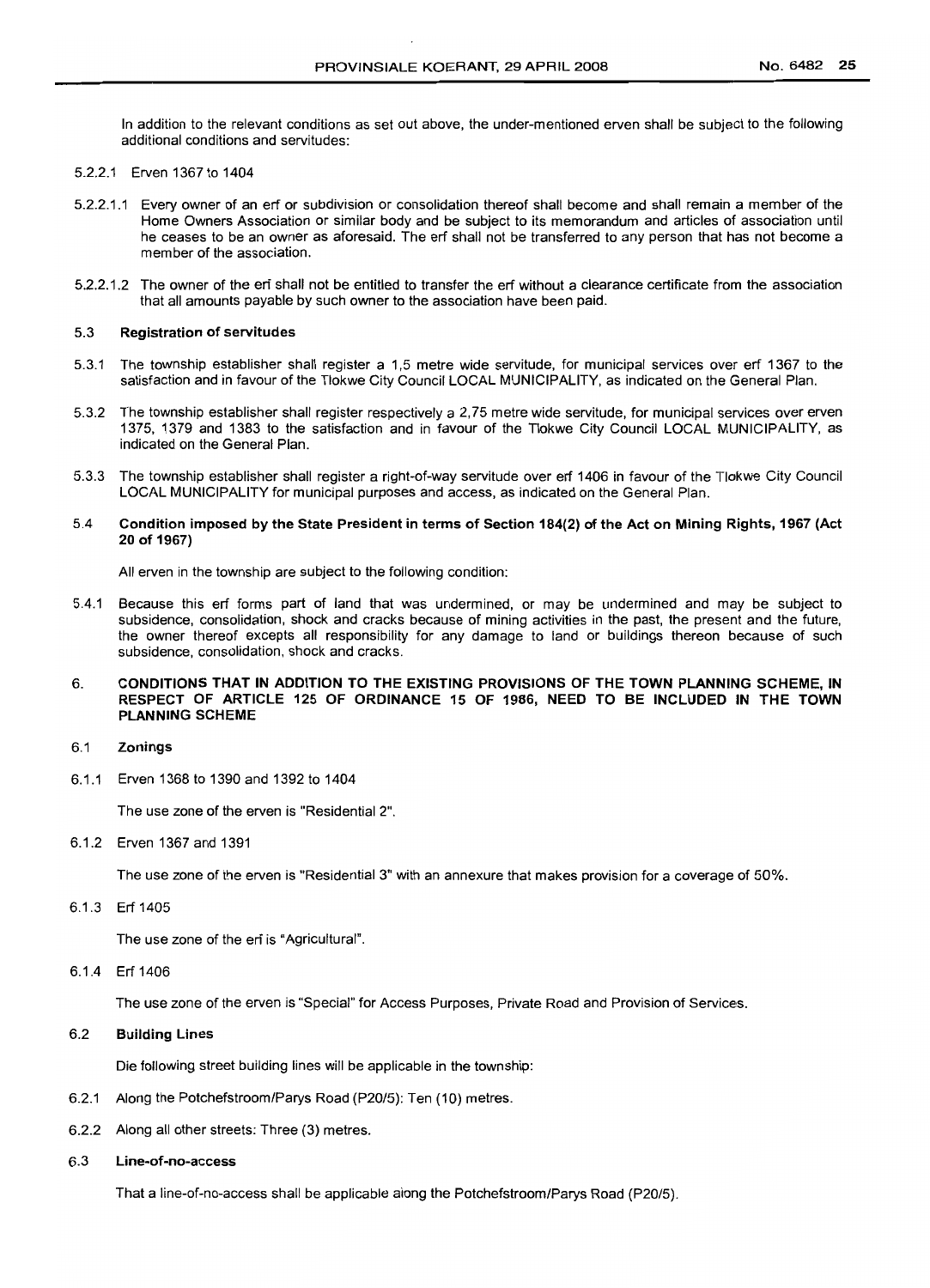In addition to the relevant conditions as set out above, the under-mentioned erven shall be subject to the following additional conditions and servitudes:

5.2.2.1 Erven 1367 to 1404

5.2.2.1.1 Every owner of an erf or subdivision or consolidation thereof shall become and shall remain a member of the Home Owners Association or similar body and be subject to its memorandum and articles of association until he ceases to be an owner as aforesaid. The erf shall not be transferred to any person that has not become a member of the association.

5.2.2.1.2 The owner of the erf shall not be entitled to transfer the erf without a clearance certificate from the association that all amounts payable by such owner to the association have been paid.

### 5.3 Registration of servitudes

5.3.1 The township establisher shall register a 1,5 metre wide servitude, for municipal services over erf 1367 to the satisfaction and in favour of the Tlokwe City Council LOCAL MUNICIPALITY, as indicated on the General Plan.

5.3.2 The township establisher shall register respectively a 2,75 metre wide servitude, for municipal services over erven 1375, 1379 and 1383 to the satisfaction and in favour of the Tlokwe City Council LOCAL MUNICIPALITY, as indicated on the General Plan.

5.3.3 The township establisher shall register a right-of-way servitude over erf 1406 in favour of the Tlokwe City Council LOCAL MUNICIPALITY for municipal purposes and access, as indicated on the General Plan.

### 5.4 Condition imposed by the State President in terms of Section 184(2) of the Act on Mining Rights, 1967 (Act 20 of 1967)

All erven in the township are subject to the following condition:

5.4.1 Because this erf forms part of land that was undermined, or may be undermined and may be subject to subsidence, consolidation, shock and cracks because of mining activities in the past, the present and the future, the owner thereof excepts all responsibility for any damage to land or buildings thereon because of such subsidence, consolidation, shock and cracks.

## 6. CONDITIONS THAT IN ADDITION TO THE EXISTING PROVISIONS OF THE TOWN PLANNING SCHEME, IN RESPECT OF ARTICLE 125 OF ORDINANCE 15 OF 1986, NEED TO BE INCLUDED IN THE TOWN PLANNING SCHEME

### 6.1 Zonings

6.1.1 Erven 1368 to 1390 and 1392 to 1404

The use zone of the erven is "Residential 2".

6.1.2 Erven 1367 and 1391

The use zone of the erven is "Residential 3" with an annexure that makes provision for a coverage of 50%.

6.1.3 Erf 1405

The use zone of the erf is "Agricultural".

6.1.4 Erf 1406

The use zone of the erven is "Special" for Access Purposes, Private Road and Provision of Services.

### 6.2 Building Lines

Die following street building lines will be applicable in the township:

6.2.1 Along the Potchefstroom/Parys Road (P20/5): Ten (10) metres.

6.2.2 Along all other streets: Three (3) metres.

### 6.3 Line-of-no-access

That a line-of-no-access shall be applicable along the Potchefstroom/Parys Road (P20/5).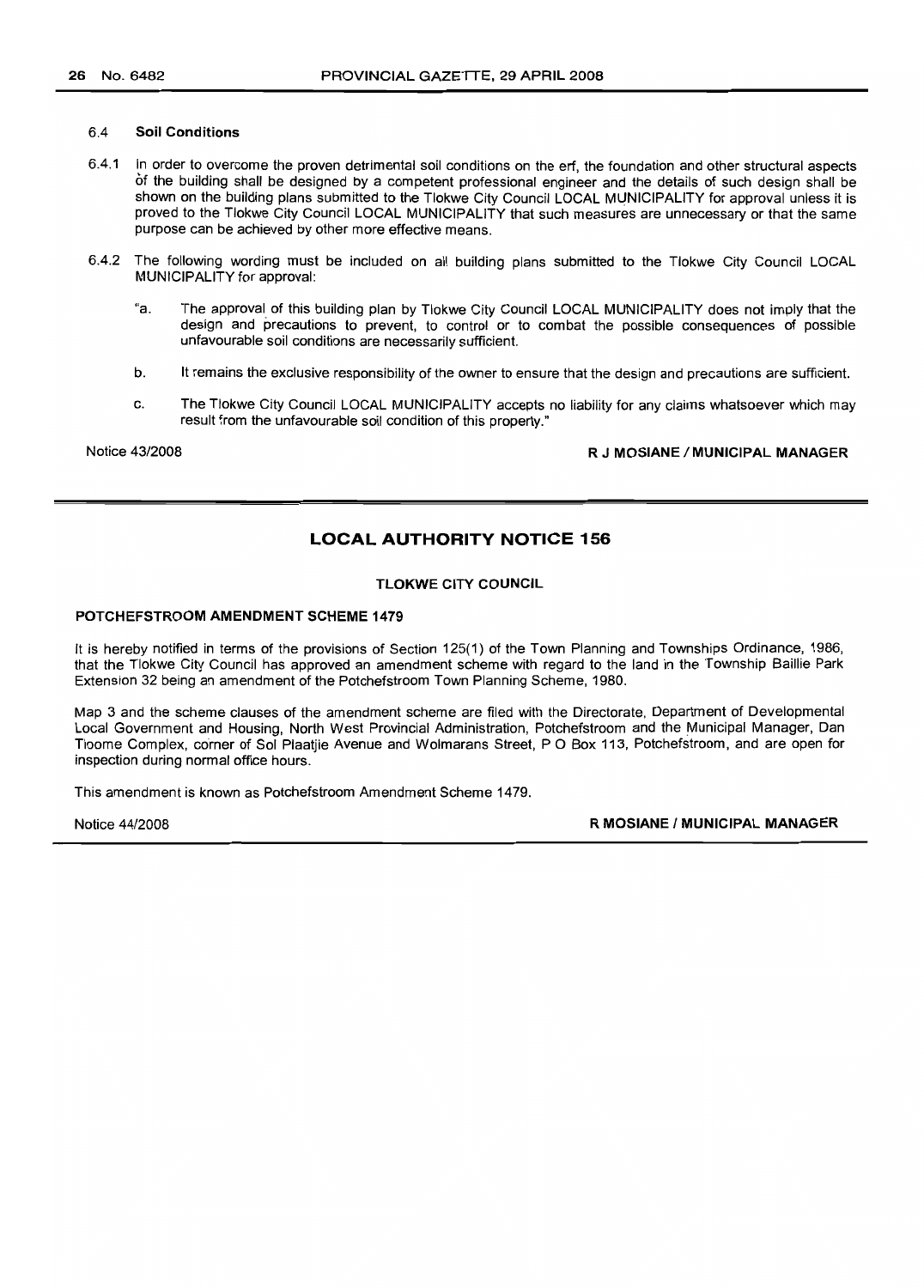### 6.4 Soil Conditions

6.4.1 In order to overcome the proven detrimental soil conditions on the erf, the foundation and other structural aspects of the building shall be designed by a competent professional engineer and the details of such design shall be shown on the building plans submitted to the Tlokwe City Council LOCAL MUNICIPALITY for approval unless it is proved to the Tlokwe City Council LOCAL MUNICIPALITY that such measures are unnecessary or that the same purpose can be achieved by other more effective means.

6.4.2 The following wording must be included on all building plans submitted to the Tlokwe City Council LOCAL MUNICIPALITY for approval:

"a. The approval of this building plan by Tlokwe City Council LOCAL MUNICIPALITY does not imply that the design and precautions to prevent, to control or to combat the possible consequences of possible unfavourable soil conditions are necessarily sufficient.

b. It remains the exclusive responsibility of the owner to ensure that the design and precautions are sufficient.

c. The Tlokwe City Council LOCAL MUNICIPALITY accepts no liability for any claims whatsoever which may result from the unfavourable soil condition of this property."

Notice 43/2008 **R J MOSIANE / MUNICIPAL MANAGER**

---

## LOCAL AUTHORITY NOTICE 156

**TLOKWE CITY COUNCIL**

**POTCHEFSTROOM AMENDMENT SCHEME 1479**

It is hereby notified in terms of the provisions of Section 125(1) of the Town Planning and Townships Ordinance, 1986, that the Tlokwe City Council has approved an amendment scheme with regard to the land in the Township Baillie Park Extension 32 being an amendment of the Potchefstroom Town Planning Scheme, 1980.

Map 3 and the scheme clauses of the amendment scheme are filed with the Directorate, Department of Developmental Local Government and Housing, North West Provincial Administration, Potchefstroom and the Municipal Manager, Dan Tloome Complex, corner of Sol Plaatjie Avenue and Wolmarans Street, P O Box 113, Potchefstroom, and are open for inspection during normal office hours.

This amendment is known as Potchefstroom Amendment Scheme 1479.

Notice 44/2008 **R MOSIANE / MUNICIPAL MANAGER**